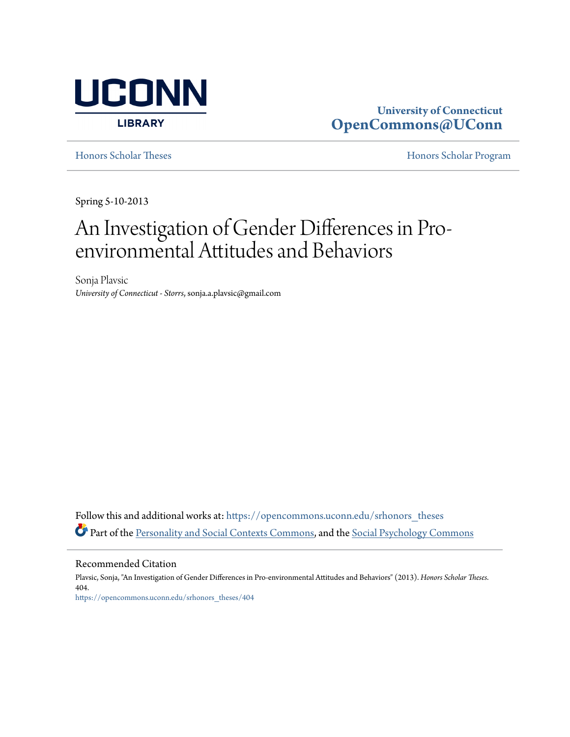UCONN LIBRARY

University of Connecticut
OpenCommons@UConn

Honors Scholar Theses | Honors Scholar Program

Spring 5-10-2013

# An Investigation of Gender Differences in Pro-environmental Attitudes and Behaviors

Sonja Plavsic
*University of Connecticut - Storrs*, sonja.a.plavsic@gmail.com

Follow this and additional works at: https://opencommons.uconn.edu/srhonors_theses

Part of the Personality and Social Contexts Commons, and the Social Psychology Commons

## Recommended Citation

Plavsic, Sonja, "An Investigation of Gender Differences in Pro-environmental Attitudes and Behaviors" (2013). *Honors Scholar Theses*. 404.
https://opencommons.uconn.edu/srhonors_theses/404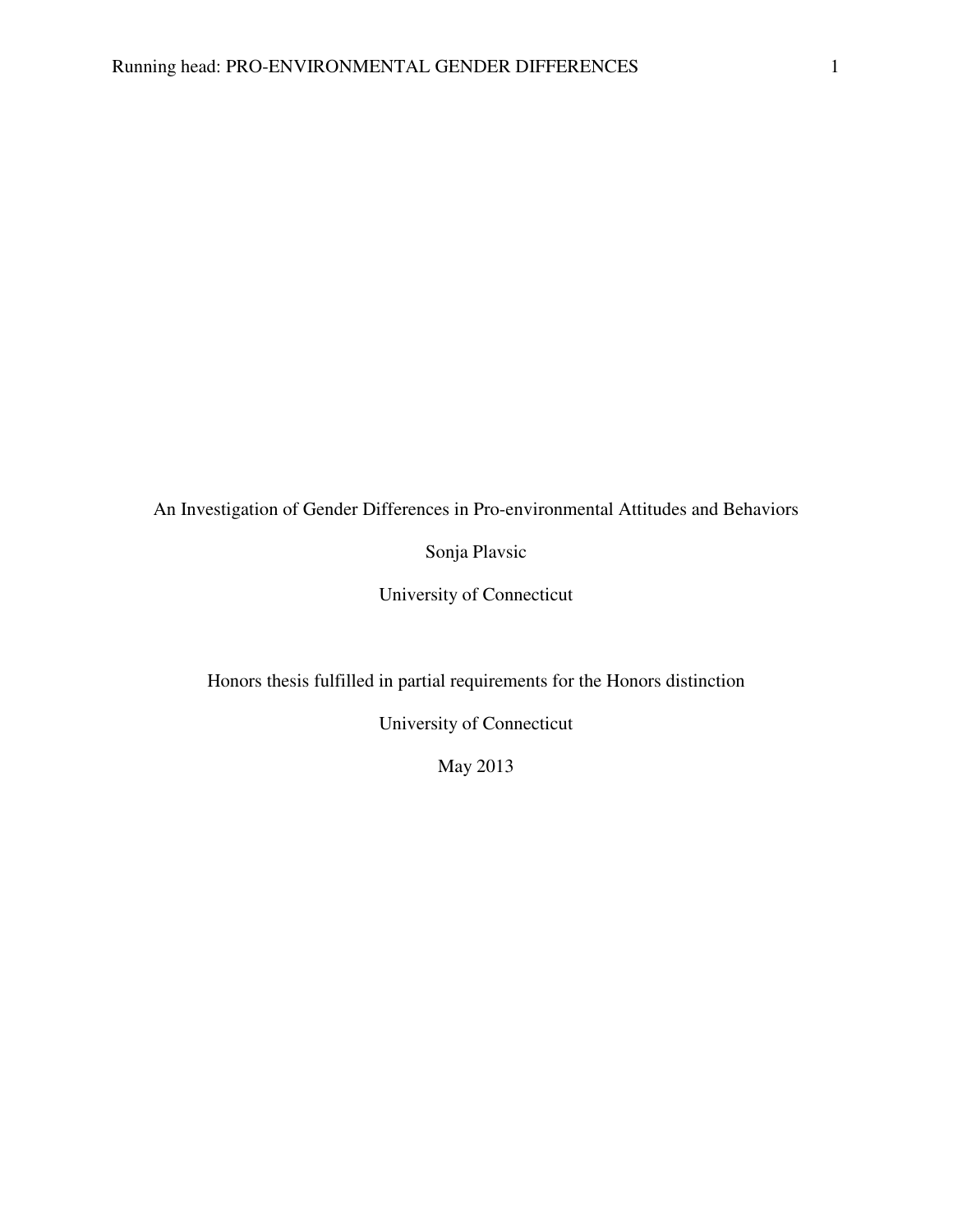# An Investigation of Gender Differences in Pro-environmental Attitudes and Behaviors

Sonja Plavsic

University of Connecticut

Honors thesis fulfilled in partial requirements for the Honors distinction

University of Connecticut

May 2013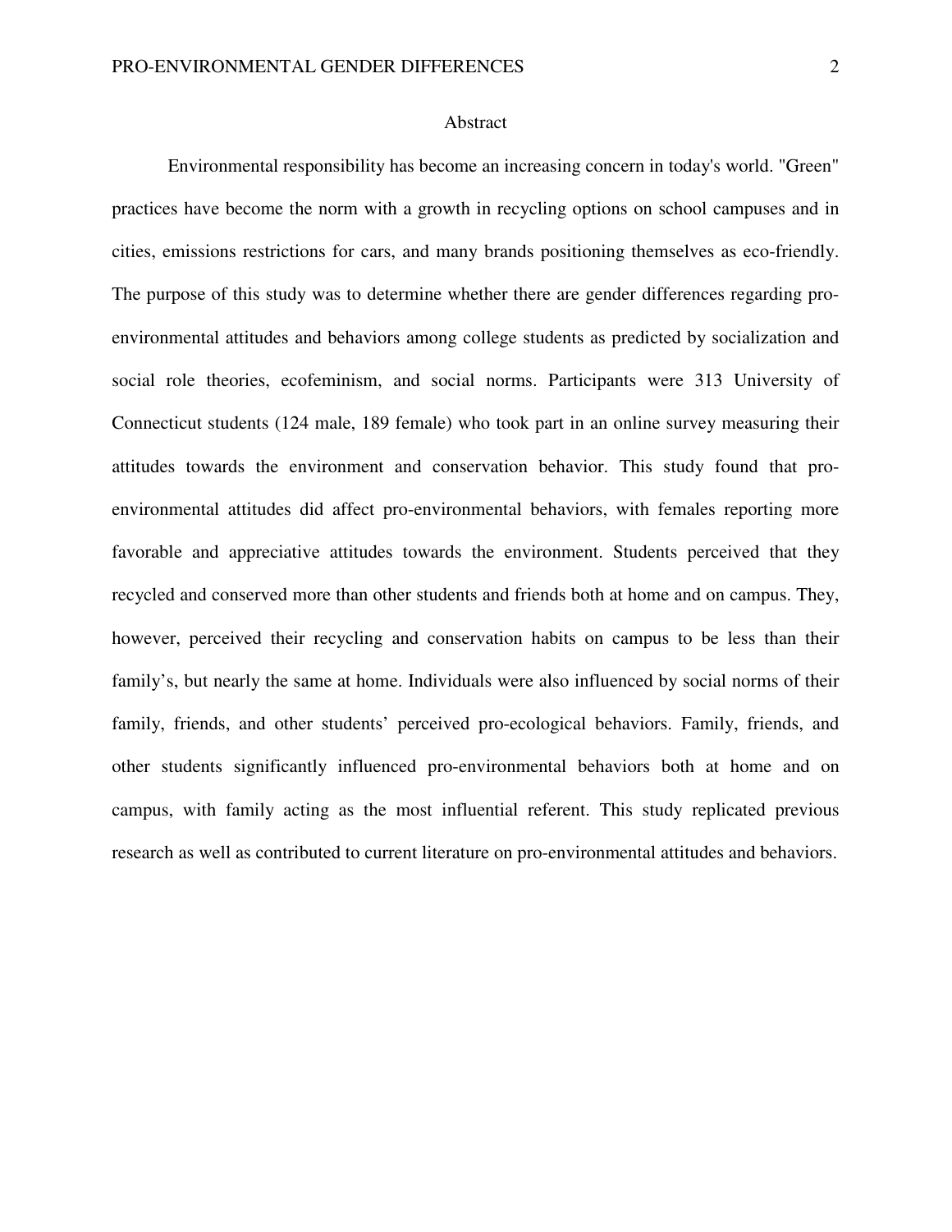# Abstract

Environmental responsibility has become an increasing concern in today's world. "Green" practices have become the norm with a growth in recycling options on school campuses and in cities, emissions restrictions for cars, and many brands positioning themselves as eco-friendly. The purpose of this study was to determine whether there are gender differences regarding pro-environmental attitudes and behaviors among college students as predicted by socialization and social role theories, ecofeminism, and social norms. Participants were 313 University of Connecticut students (124 male, 189 female) who took part in an online survey measuring their attitudes towards the environment and conservation behavior. This study found that pro-environmental attitudes did affect pro-environmental behaviors, with females reporting more favorable and appreciative attitudes towards the environment. Students perceived that they recycled and conserved more than other students and friends both at home and on campus. They, however, perceived their recycling and conservation habits on campus to be less than their family's, but nearly the same at home. Individuals were also influenced by social norms of their family, friends, and other students' perceived pro-ecological behaviors. Family, friends, and other students significantly influenced pro-environmental behaviors both at home and on campus, with family acting as the most influential referent. This study replicated previous research as well as contributed to current literature on pro-environmental attitudes and behaviors.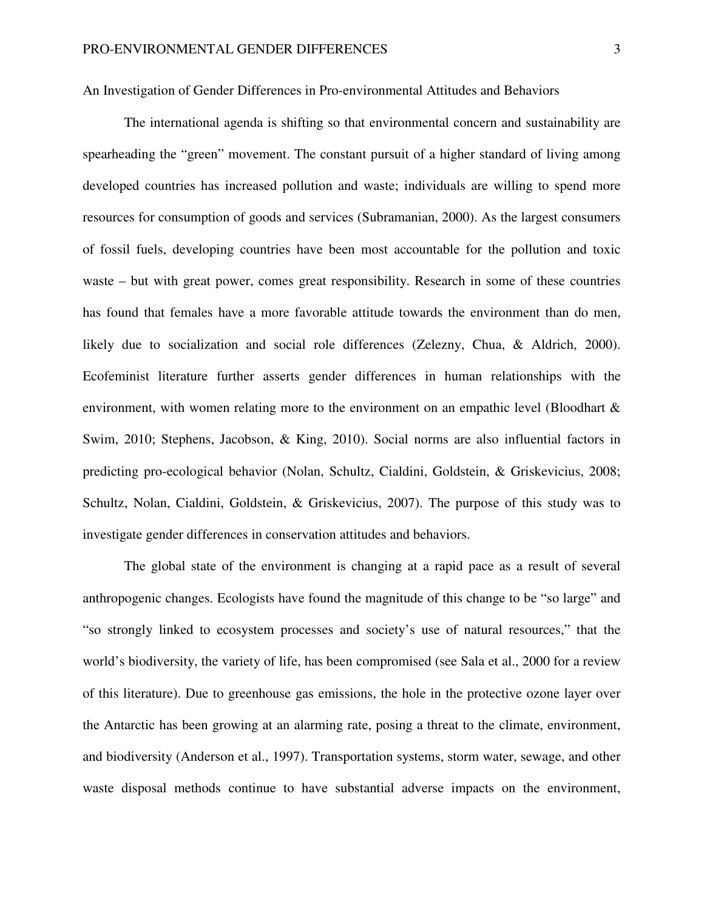## An Investigation of Gender Differences in Pro-environmental Attitudes and Behaviors

The international agenda is shifting so that environmental concern and sustainability are spearheading the "green" movement. The constant pursuit of a higher standard of living among developed countries has increased pollution and waste; individuals are willing to spend more resources for consumption of goods and services (Subramanian, 2000). As the largest consumers of fossil fuels, developing countries have been most accountable for the pollution and toxic waste – but with great power, comes great responsibility. Research in some of these countries has found that females have a more favorable attitude towards the environment than do men, likely due to socialization and social role differences (Zelezny, Chua, & Aldrich, 2000). Ecofeminist literature further asserts gender differences in human relationships with the environment, with women relating more to the environment on an empathic level (Bloodhart & Swim, 2010; Stephens, Jacobson, & King, 2010). Social norms are also influential factors in predicting pro-ecological behavior (Nolan, Schultz, Cialdini, Goldstein, & Griskevicius, 2008; Schultz, Nolan, Cialdini, Goldstein, & Griskevicius, 2007). The purpose of this study was to investigate gender differences in conservation attitudes and behaviors.

The global state of the environment is changing at a rapid pace as a result of several anthropogenic changes. Ecologists have found the magnitude of this change to be "so large" and "so strongly linked to ecosystem processes and society's use of natural resources," that the world's biodiversity, the variety of life, has been compromised (see Sala et al., 2000 for a review of this literature). Due to greenhouse gas emissions, the hole in the protective ozone layer over the Antarctic has been growing at an alarming rate, posing a threat to the climate, environment, and biodiversity (Anderson et al., 1997). Transportation systems, storm water, sewage, and other waste disposal methods continue to have substantial adverse impacts on the environment,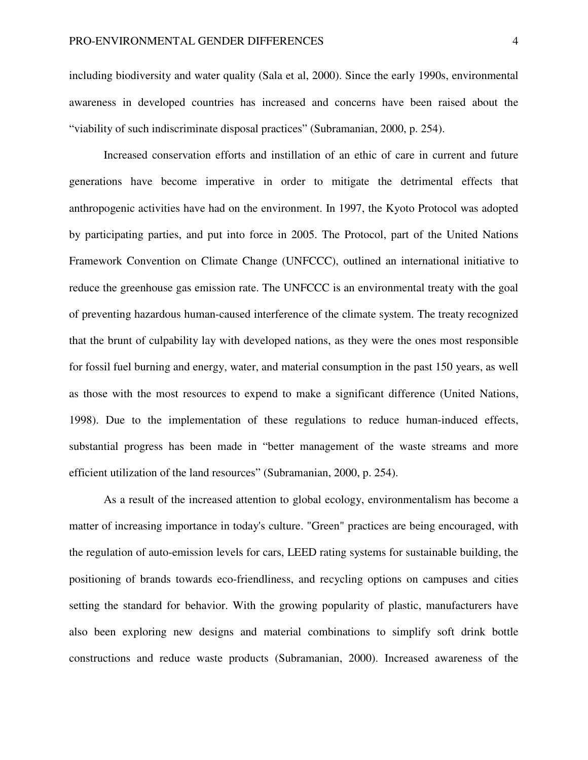including biodiversity and water quality (Sala et al, 2000). Since the early 1990s, environmental awareness in developed countries has increased and concerns have been raised about the "viability of such indiscriminate disposal practices" (Subramanian, 2000, p. 254).

Increased conservation efforts and instillation of an ethic of care in current and future generations have become imperative in order to mitigate the detrimental effects that anthropogenic activities have had on the environment. In 1997, the Kyoto Protocol was adopted by participating parties, and put into force in 2005. The Protocol, part of the United Nations Framework Convention on Climate Change (UNFCCC), outlined an international initiative to reduce the greenhouse gas emission rate. The UNFCCC is an environmental treaty with the goal of preventing hazardous human-caused interference of the climate system. The treaty recognized that the brunt of culpability lay with developed nations, as they were the ones most responsible for fossil fuel burning and energy, water, and material consumption in the past 150 years, as well as those with the most resources to expend to make a significant difference (United Nations, 1998). Due to the implementation of these regulations to reduce human-induced effects, substantial progress has been made in "better management of the waste streams and more efficient utilization of the land resources" (Subramanian, 2000, p. 254).

As a result of the increased attention to global ecology, environmentalism has become a matter of increasing importance in today's culture. "Green" practices are being encouraged, with the regulation of auto-emission levels for cars, LEED rating systems for sustainable building, the positioning of brands towards eco-friendliness, and recycling options on campuses and cities setting the standard for behavior. With the growing popularity of plastic, manufacturers have also been exploring new designs and material combinations to simplify soft drink bottle constructions and reduce waste products (Subramanian, 2000). Increased awareness of the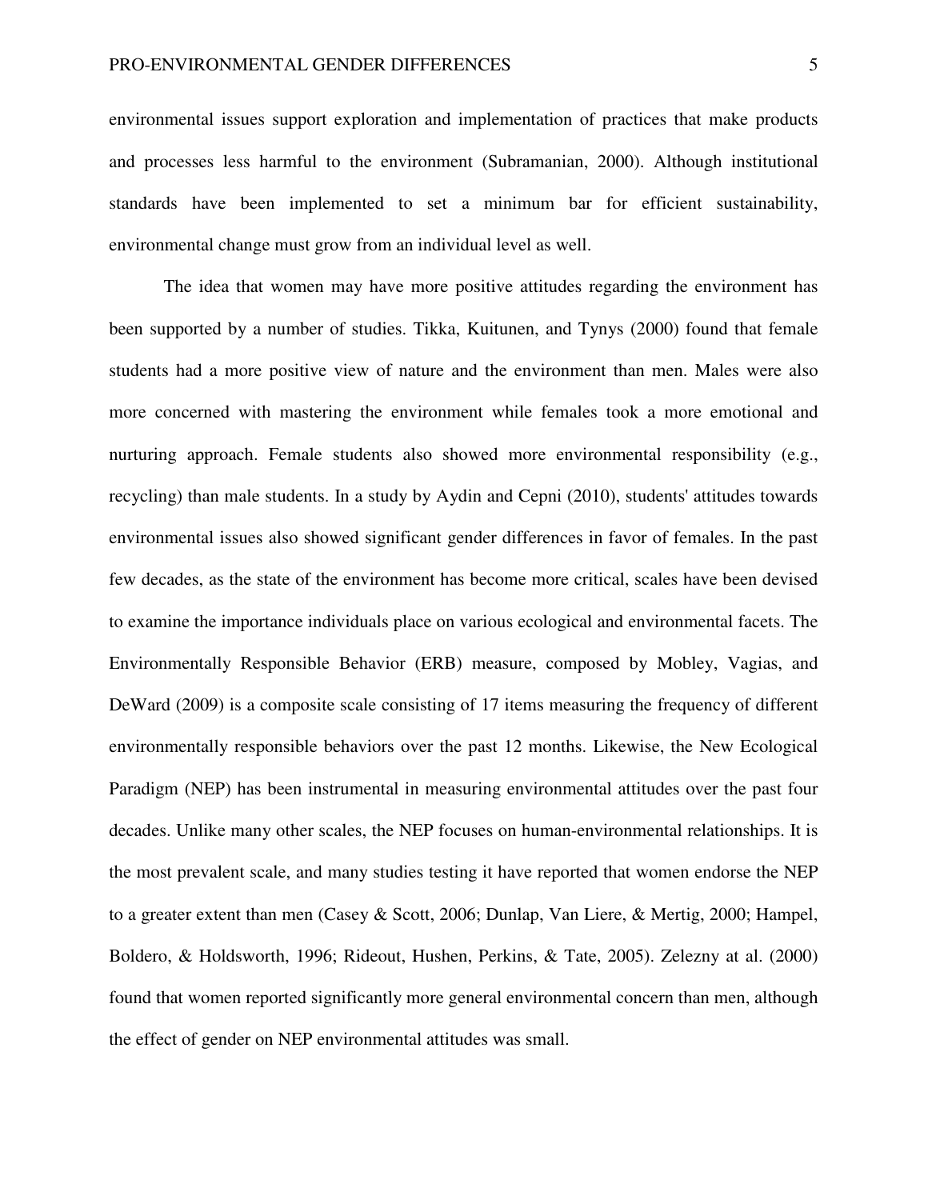environmental issues support exploration and implementation of practices that make products and processes less harmful to the environment (Subramanian, 2000). Although institutional standards have been implemented to set a minimum bar for efficient sustainability, environmental change must grow from an individual level as well.

The idea that women may have more positive attitudes regarding the environment has been supported by a number of studies. Tikka, Kuitunen, and Tynys (2000) found that female students had a more positive view of nature and the environment than men. Males were also more concerned with mastering the environment while females took a more emotional and nurturing approach. Female students also showed more environmental responsibility (e.g., recycling) than male students. In a study by Aydin and Cepni (2010), students' attitudes towards environmental issues also showed significant gender differences in favor of females. In the past few decades, as the state of the environment has become more critical, scales have been devised to examine the importance individuals place on various ecological and environmental facets. The Environmentally Responsible Behavior (ERB) measure, composed by Mobley, Vagias, and DeWard (2009) is a composite scale consisting of 17 items measuring the frequency of different environmentally responsible behaviors over the past 12 months. Likewise, the New Ecological Paradigm (NEP) has been instrumental in measuring environmental attitudes over the past four decades. Unlike many other scales, the NEP focuses on human-environmental relationships. It is the most prevalent scale, and many studies testing it have reported that women endorse the NEP to a greater extent than men (Casey & Scott, 2006; Dunlap, Van Liere, & Mertig, 2000; Hampel, Boldero, & Holdsworth, 1996; Rideout, Hushen, Perkins, & Tate, 2005). Zelezny at al. (2000) found that women reported significantly more general environmental concern than men, although the effect of gender on NEP environmental attitudes was small.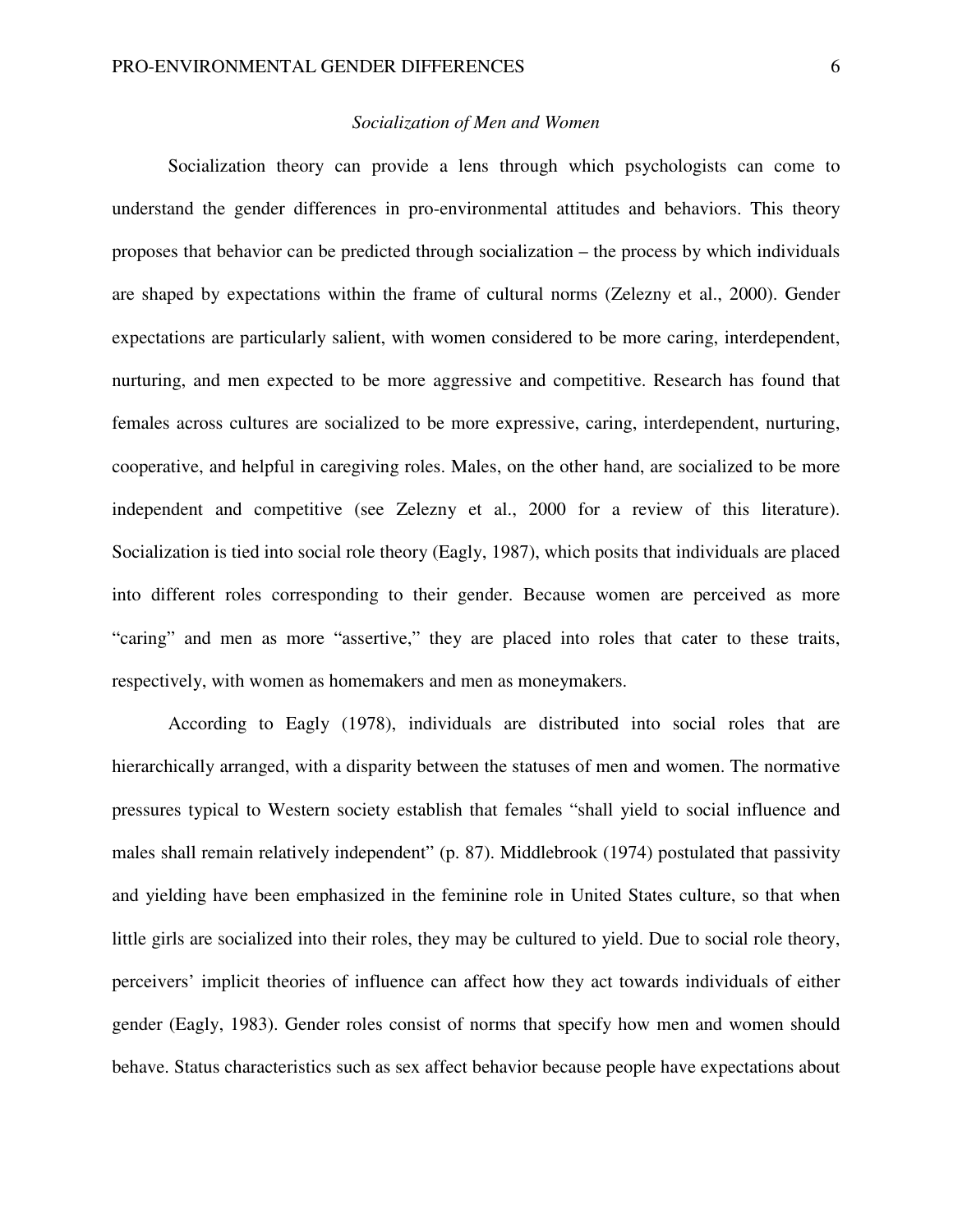### *Socialization of Men and Women*

Socialization theory can provide a lens through which psychologists can come to understand the gender differences in pro-environmental attitudes and behaviors. This theory proposes that behavior can be predicted through socialization – the process by which individuals are shaped by expectations within the frame of cultural norms (Zelezny et al., 2000). Gender expectations are particularly salient, with women considered to be more caring, interdependent, nurturing, and men expected to be more aggressive and competitive. Research has found that females across cultures are socialized to be more expressive, caring, interdependent, nurturing, cooperative, and helpful in caregiving roles. Males, on the other hand, are socialized to be more independent and competitive (see Zelezny et al., 2000 for a review of this literature). Socialization is tied into social role theory (Eagly, 1987), which posits that individuals are placed into different roles corresponding to their gender. Because women are perceived as more "caring" and men as more "assertive," they are placed into roles that cater to these traits, respectively, with women as homemakers and men as moneymakers.

According to Eagly (1978), individuals are distributed into social roles that are hierarchically arranged, with a disparity between the statuses of men and women. The normative pressures typical to Western society establish that females "shall yield to social influence and males shall remain relatively independent" (p. 87). Middlebrook (1974) postulated that passivity and yielding have been emphasized in the feminine role in United States culture, so that when little girls are socialized into their roles, they may be cultured to yield. Due to social role theory, perceivers' implicit theories of influence can affect how they act towards individuals of either gender (Eagly, 1983). Gender roles consist of norms that specify how men and women should behave. Status characteristics such as sex affect behavior because people have expectations about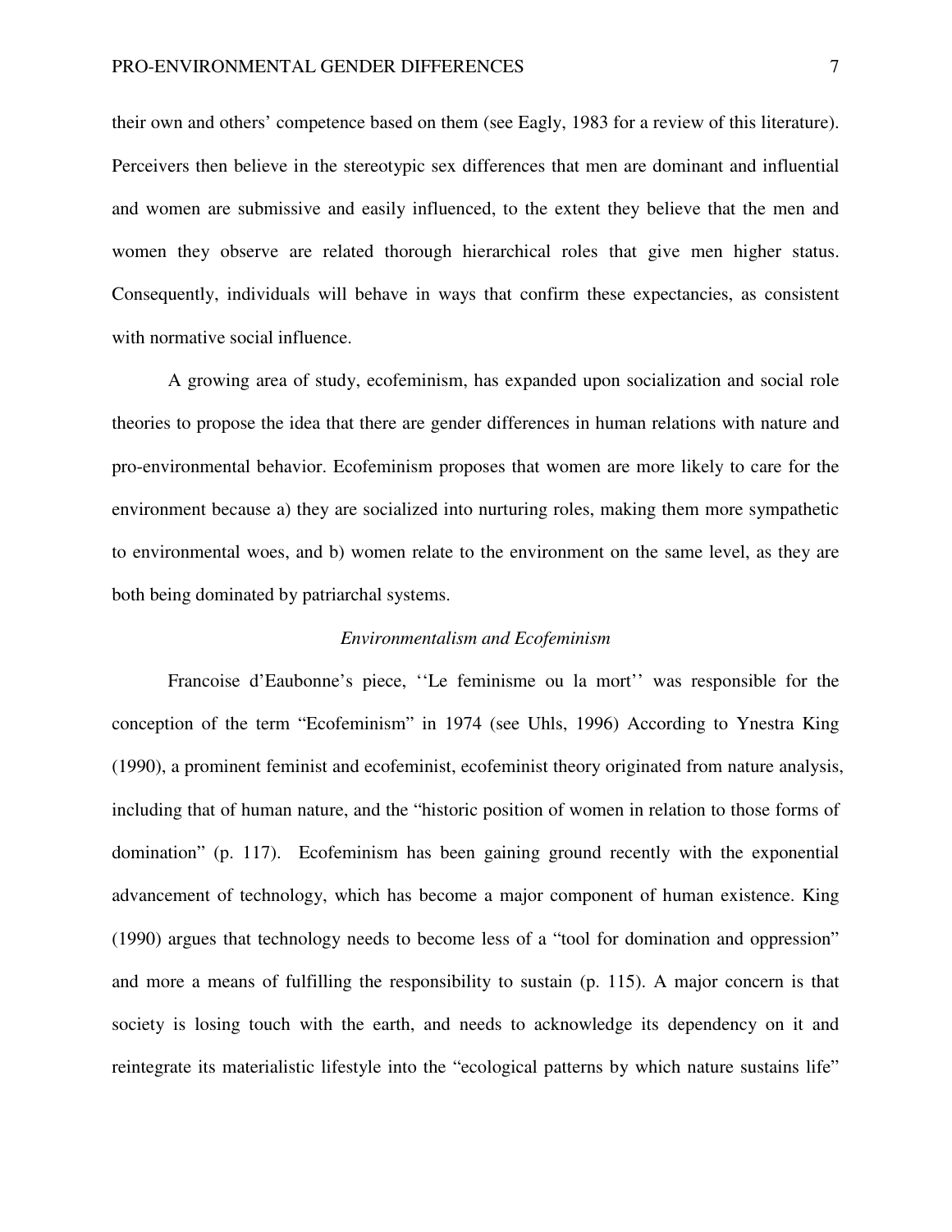their own and others' competence based on them (see Eagly, 1983 for a review of this literature). Perceivers then believe in the stereotypic sex differences that men are dominant and influential and women are submissive and easily influenced, to the extent they believe that the men and women they observe are related thorough hierarchical roles that give men higher status. Consequently, individuals will behave in ways that confirm these expectancies, as consistent with normative social influence.

A growing area of study, ecofeminism, has expanded upon socialization and social role theories to propose the idea that there are gender differences in human relations with nature and pro-environmental behavior. Ecofeminism proposes that women are more likely to care for the environment because a) they are socialized into nurturing roles, making them more sympathetic to environmental woes, and b) women relate to the environment on the same level, as they are both being dominated by patriarchal systems.

### *Environmentalism and Ecofeminism*

Francoise d'Eaubonne's piece, ''Le feminisme ou la mort'' was responsible for the conception of the term "Ecofeminism" in 1974 (see Uhls, 1996) According to Ynestra King (1990), a prominent feminist and ecofeminist, ecofeminist theory originated from nature analysis, including that of human nature, and the "historic position of women in relation to those forms of domination" (p. 117). Ecofeminism has been gaining ground recently with the exponential advancement of technology, which has become a major component of human existence. King (1990) argues that technology needs to become less of a "tool for domination and oppression" and more a means of fulfilling the responsibility to sustain (p. 115). A major concern is that society is losing touch with the earth, and needs to acknowledge its dependency on it and reintegrate its materialistic lifestyle into the "ecological patterns by which nature sustains life"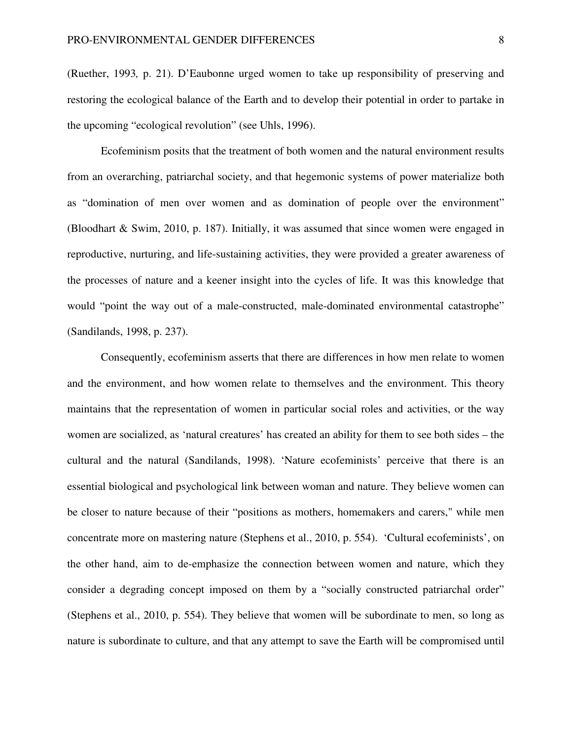(Ruether, 1993*,* p. 21). D'Eaubonne urged women to take up responsibility of preserving and restoring the ecological balance of the Earth and to develop their potential in order to partake in the upcoming "ecological revolution" (see Uhls, 1996).

Ecofeminism posits that the treatment of both women and the natural environment results from an overarching, patriarchal society, and that hegemonic systems of power materialize both as "domination of men over women and as domination of people over the environment" (Bloodhart & Swim, 2010, p. 187). Initially, it was assumed that since women were engaged in reproductive, nurturing, and life-sustaining activities, they were provided a greater awareness of the processes of nature and a keener insight into the cycles of life. It was this knowledge that would "point the way out of a male-constructed, male-dominated environmental catastrophe" (Sandilands, 1998, p. 237).

Consequently, ecofeminism asserts that there are differences in how men relate to women and the environment, and how women relate to themselves and the environment. This theory maintains that the representation of women in particular social roles and activities, or the way women are socialized, as 'natural creatures' has created an ability for them to see both sides – the cultural and the natural (Sandilands, 1998). 'Nature ecofeminists' perceive that there is an essential biological and psychological link between woman and nature. They believe women can be closer to nature because of their "positions as mothers, homemakers and carers," while men concentrate more on mastering nature (Stephens et al., 2010, p. 554). 'Cultural ecofeminists', on the other hand, aim to de-emphasize the connection between women and nature, which they consider a degrading concept imposed on them by a "socially constructed patriarchal order" (Stephens et al., 2010, p. 554). They believe that women will be subordinate to men, so long as nature is subordinate to culture, and that any attempt to save the Earth will be compromised until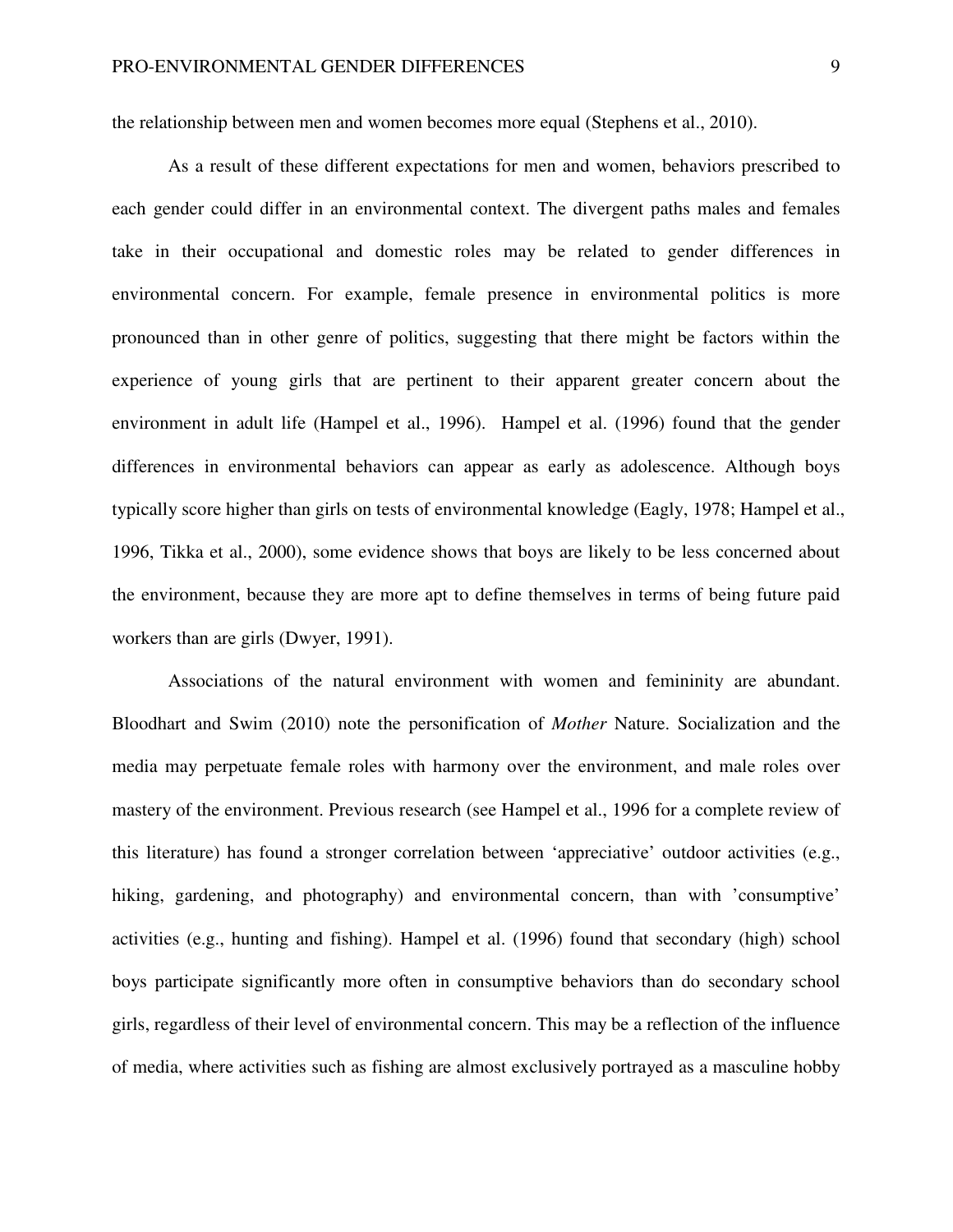the relationship between men and women becomes more equal (Stephens et al., 2010).

As a result of these different expectations for men and women, behaviors prescribed to each gender could differ in an environmental context. The divergent paths males and females take in their occupational and domestic roles may be related to gender differences in environmental concern. For example, female presence in environmental politics is more pronounced than in other genre of politics, suggesting that there might be factors within the experience of young girls that are pertinent to their apparent greater concern about the environment in adult life (Hampel et al., 1996). Hampel et al. (1996) found that the gender differences in environmental behaviors can appear as early as adolescence. Although boys typically score higher than girls on tests of environmental knowledge (Eagly, 1978; Hampel et al., 1996, Tikka et al., 2000), some evidence shows that boys are likely to be less concerned about the environment, because they are more apt to define themselves in terms of being future paid workers than are girls (Dwyer, 1991).

Associations of the natural environment with women and femininity are abundant. Bloodhart and Swim (2010) note the personification of *Mother* Nature. Socialization and the media may perpetuate female roles with harmony over the environment, and male roles over mastery of the environment. Previous research (see Hampel et al., 1996 for a complete review of this literature) has found a stronger correlation between 'appreciative' outdoor activities (e.g., hiking, gardening, and photography) and environmental concern, than with 'consumptive' activities (e.g., hunting and fishing). Hampel et al. (1996) found that secondary (high) school boys participate significantly more often in consumptive behaviors than do secondary school girls, regardless of their level of environmental concern. This may be a reflection of the influence of media, where activities such as fishing are almost exclusively portrayed as a masculine hobby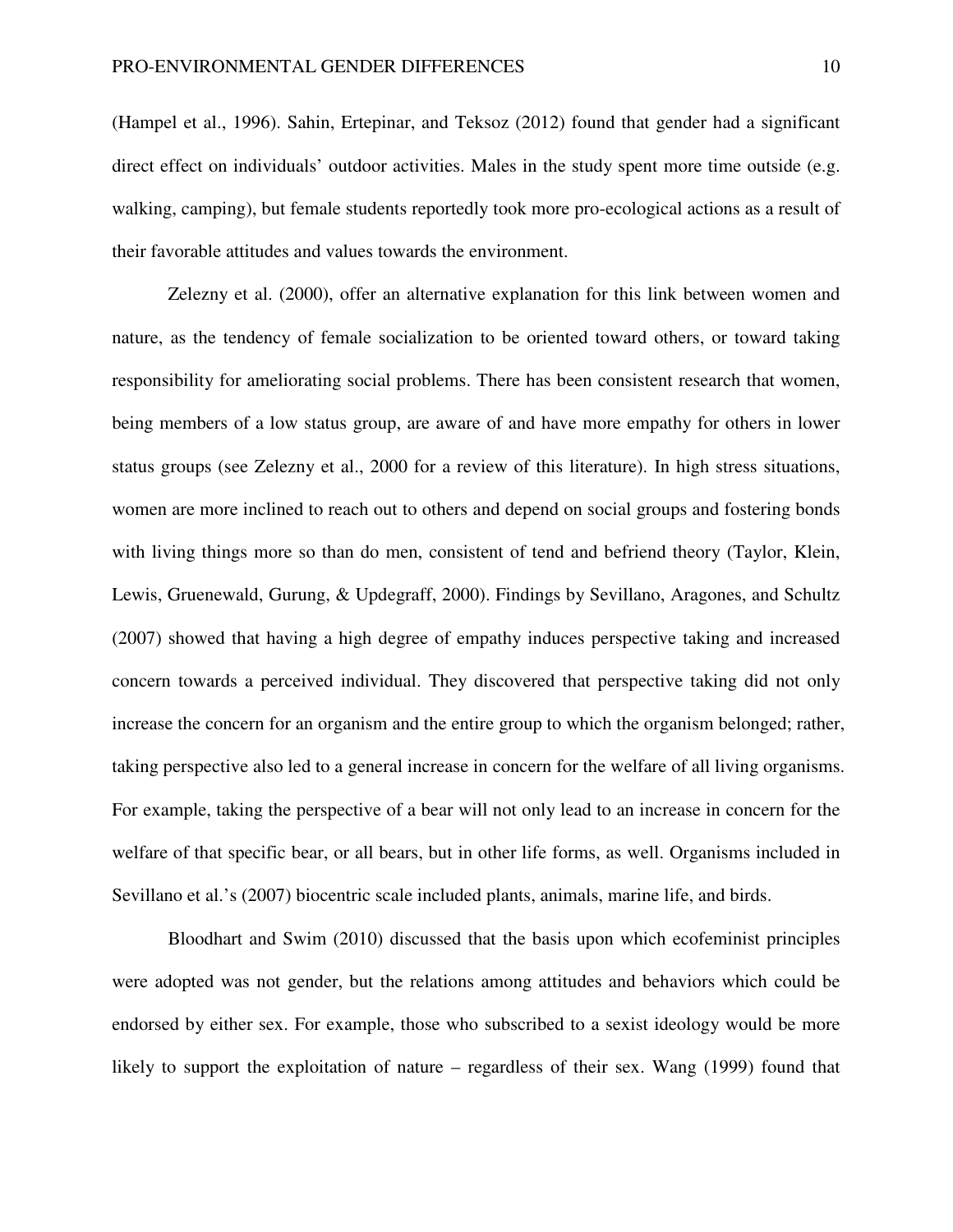(Hampel et al., 1996). Sahin, Ertepinar, and Teksoz (2012) found that gender had a significant direct effect on individuals' outdoor activities. Males in the study spent more time outside (e.g. walking, camping), but female students reportedly took more pro-ecological actions as a result of their favorable attitudes and values towards the environment.

Zelezny et al. (2000), offer an alternative explanation for this link between women and nature, as the tendency of female socialization to be oriented toward others, or toward taking responsibility for ameliorating social problems. There has been consistent research that women, being members of a low status group, are aware of and have more empathy for others in lower status groups (see Zelezny et al., 2000 for a review of this literature). In high stress situations, women are more inclined to reach out to others and depend on social groups and fostering bonds with living things more so than do men, consistent of tend and befriend theory (Taylor, Klein, Lewis, Gruenewald, Gurung, & Updegraff, 2000). Findings by Sevillano, Aragones, and Schultz (2007) showed that having a high degree of empathy induces perspective taking and increased concern towards a perceived individual. They discovered that perspective taking did not only increase the concern for an organism and the entire group to which the organism belonged; rather, taking perspective also led to a general increase in concern for the welfare of all living organisms. For example, taking the perspective of a bear will not only lead to an increase in concern for the welfare of that specific bear, or all bears, but in other life forms, as well. Organisms included in Sevillano et al.'s (2007) biocentric scale included plants, animals, marine life, and birds.

Bloodhart and Swim (2010) discussed that the basis upon which ecofeminist principles were adopted was not gender, but the relations among attitudes and behaviors which could be endorsed by either sex. For example, those who subscribed to a sexist ideology would be more likely to support the exploitation of nature – regardless of their sex. Wang (1999) found that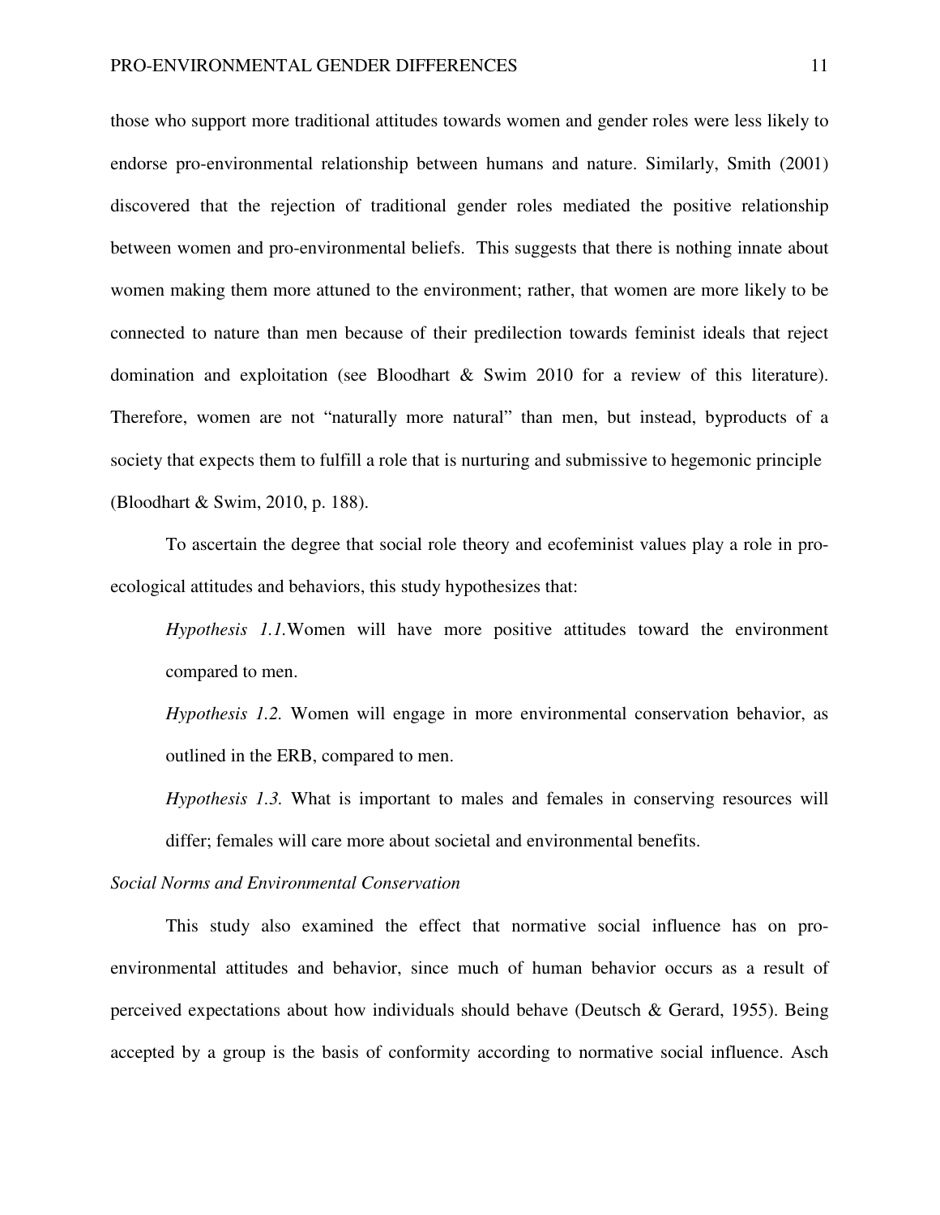those who support more traditional attitudes towards women and gender roles were less likely to endorse pro-environmental relationship between humans and nature. Similarly, Smith (2001) discovered that the rejection of traditional gender roles mediated the positive relationship between women and pro-environmental beliefs. This suggests that there is nothing innate about women making them more attuned to the environment; rather, that women are more likely to be connected to nature than men because of their predilection towards feminist ideals that reject domination and exploitation (see Bloodhart & Swim 2010 for a review of this literature). Therefore, women are not "naturally more natural" than men, but instead, byproducts of a society that expects them to fulfill a role that is nurturing and submissive to hegemonic principle (Bloodhart & Swim, 2010, p. 188).

To ascertain the degree that social role theory and ecofeminist values play a role in pro-ecological attitudes and behaviors, this study hypothesizes that:

> *Hypothesis 1.1.* Women will have more positive attitudes toward the environment compared to men.
>
> *Hypothesis 1.2.* Women will engage in more environmental conservation behavior, as outlined in the ERB, compared to men.
>
> *Hypothesis 1.3.* What is important to males and females in conserving resources will differ; females will care more about societal and environmental benefits.

*Social Norms and Environmental Conservation*

This study also examined the effect that normative social influence has on pro-environmental attitudes and behavior, since much of human behavior occurs as a result of perceived expectations about how individuals should behave (Deutsch & Gerard, 1955). Being accepted by a group is the basis of conformity according to normative social influence. Asch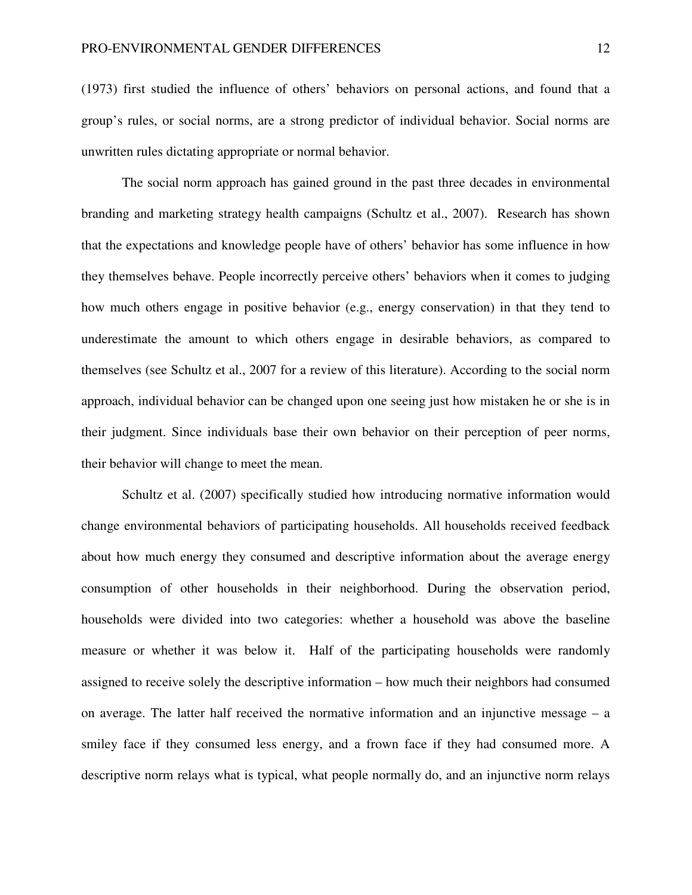(1973) first studied the influence of others' behaviors on personal actions, and found that a group's rules, or social norms, are a strong predictor of individual behavior. Social norms are unwritten rules dictating appropriate or normal behavior.

The social norm approach has gained ground in the past three decades in environmental branding and marketing strategy health campaigns (Schultz et al., 2007). Research has shown that the expectations and knowledge people have of others' behavior has some influence in how they themselves behave. People incorrectly perceive others' behaviors when it comes to judging how much others engage in positive behavior (e.g., energy conservation) in that they tend to underestimate the amount to which others engage in desirable behaviors, as compared to themselves (see Schultz et al., 2007 for a review of this literature). According to the social norm approach, individual behavior can be changed upon one seeing just how mistaken he or she is in their judgment. Since individuals base their own behavior on their perception of peer norms, their behavior will change to meet the mean.

Schultz et al. (2007) specifically studied how introducing normative information would change environmental behaviors of participating households. All households received feedback about how much energy they consumed and descriptive information about the average energy consumption of other households in their neighborhood. During the observation period, households were divided into two categories: whether a household was above the baseline measure or whether it was below it. Half of the participating households were randomly assigned to receive solely the descriptive information – how much their neighbors had consumed on average. The latter half received the normative information and an injunctive message – a smiley face if they consumed less energy, and a frown face if they had consumed more. A descriptive norm relays what is typical, what people normally do, and an injunctive norm relays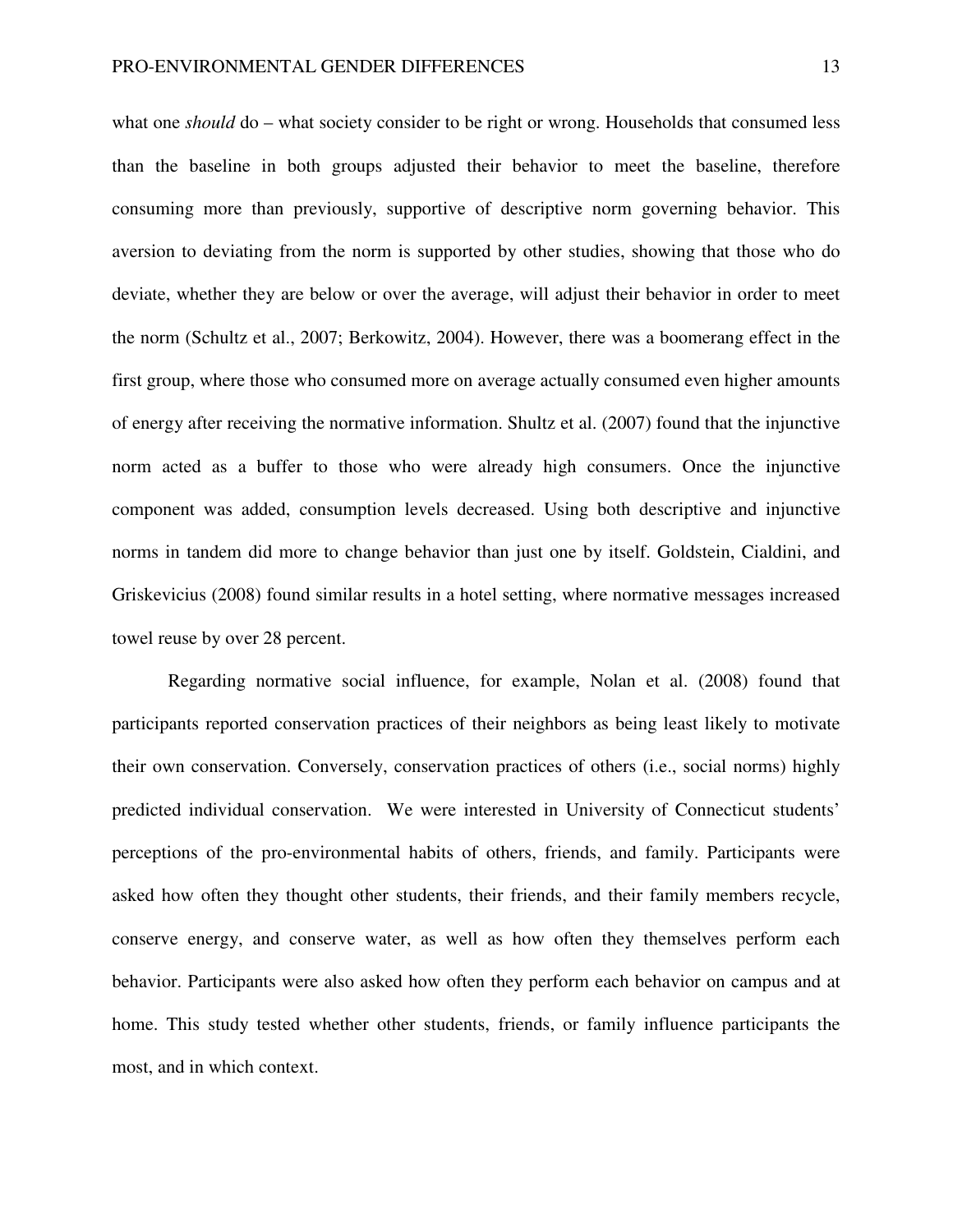what one *should* do – what society consider to be right or wrong. Households that consumed less than the baseline in both groups adjusted their behavior to meet the baseline, therefore consuming more than previously, supportive of descriptive norm governing behavior. This aversion to deviating from the norm is supported by other studies, showing that those who do deviate, whether they are below or over the average, will adjust their behavior in order to meet the norm (Schultz et al., 2007; Berkowitz, 2004). However, there was a boomerang effect in the first group, where those who consumed more on average actually consumed even higher amounts of energy after receiving the normative information. Shultz et al. (2007) found that the injunctive norm acted as a buffer to those who were already high consumers. Once the injunctive component was added, consumption levels decreased. Using both descriptive and injunctive norms in tandem did more to change behavior than just one by itself. Goldstein, Cialdini, and Griskevicius (2008) found similar results in a hotel setting, where normative messages increased towel reuse by over 28 percent.

Regarding normative social influence, for example, Nolan et al. (2008) found that participants reported conservation practices of their neighbors as being least likely to motivate their own conservation. Conversely, conservation practices of others (i.e., social norms) highly predicted individual conservation. We were interested in University of Connecticut students' perceptions of the pro-environmental habits of others, friends, and family. Participants were asked how often they thought other students, their friends, and their family members recycle, conserve energy, and conserve water, as well as how often they themselves perform each behavior. Participants were also asked how often they perform each behavior on campus and at home. This study tested whether other students, friends, or family influence participants the most, and in which context.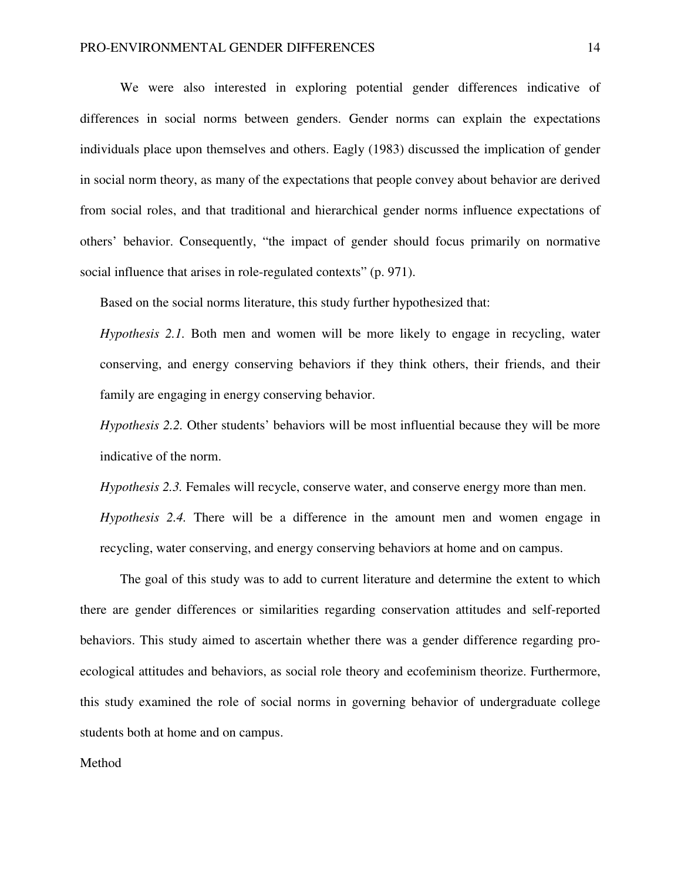We were also interested in exploring potential gender differences indicative of differences in social norms between genders. Gender norms can explain the expectations individuals place upon themselves and others. Eagly (1983) discussed the implication of gender in social norm theory, as many of the expectations that people convey about behavior are derived from social roles, and that traditional and hierarchical gender norms influence expectations of others' behavior. Consequently, "the impact of gender should focus primarily on normative social influence that arises in role-regulated contexts" (p. 971).

Based on the social norms literature, this study further hypothesized that:

*Hypothesis 2.1.* Both men and women will be more likely to engage in recycling, water conserving, and energy conserving behaviors if they think others, their friends, and their family are engaging in energy conserving behavior.

*Hypothesis 2.2.* Other students' behaviors will be most influential because they will be more indicative of the norm.

*Hypothesis 2.3.* Females will recycle, conserve water, and conserve energy more than men.

*Hypothesis 2.4.* There will be a difference in the amount men and women engage in recycling, water conserving, and energy conserving behaviors at home and on campus.

The goal of this study was to add to current literature and determine the extent to which there are gender differences or similarities regarding conservation attitudes and self-reported behaviors. This study aimed to ascertain whether there was a gender difference regarding pro-ecological attitudes and behaviors, as social role theory and ecofeminism theorize. Furthermore, this study examined the role of social norms in governing behavior of undergraduate college students both at home and on campus.

## Method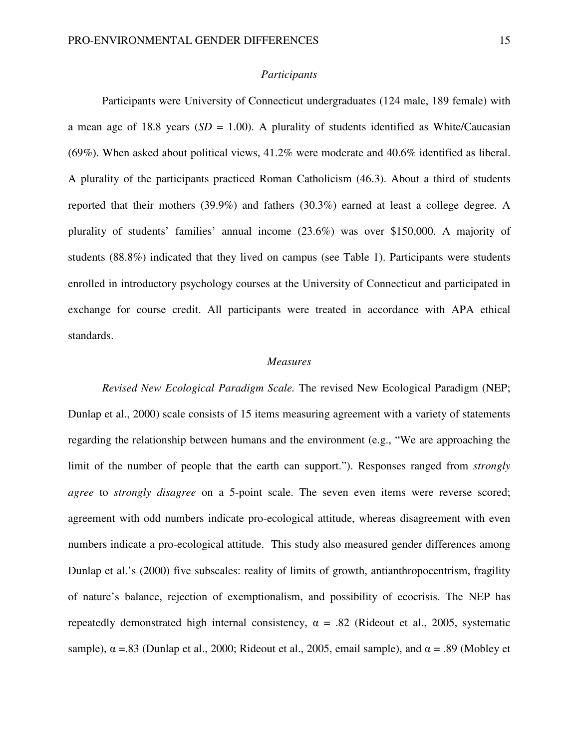### *Participants*

Participants were University of Connecticut undergraduates (124 male, 189 female) with a mean age of 18.8 years (*SD* = 1.00). A plurality of students identified as White/Caucasian (69%). When asked about political views, 41.2% were moderate and 40.6% identified as liberal. A plurality of the participants practiced Roman Catholicism (46.3). About a third of students reported that their mothers (39.9%) and fathers (30.3%) earned at least a college degree. A plurality of students' families' annual income (23.6%) was over $150,000. A majority of students (88.8%) indicated that they lived on campus (see Table 1). Participants were students enrolled in introductory psychology courses at the University of Connecticut and participated in exchange for course credit. All participants were treated in accordance with APA ethical standards.

### *Measures*

*Revised New Ecological Paradigm Scale.* The revised New Ecological Paradigm (NEP; Dunlap et al., 2000) scale consists of 15 items measuring agreement with a variety of statements regarding the relationship between humans and the environment (e.g., "We are approaching the limit of the number of people that the earth can support."). Responses ranged from *strongly agree* to *strongly disagree* on a 5-point scale. The seven even items were reverse scored; agreement with odd numbers indicate pro-ecological attitude, whereas disagreement with even numbers indicate a pro-ecological attitude. This study also measured gender differences among Dunlap et al.'s (2000) five subscales: reality of limits of growth, antianthropocentrism, fragility of nature's balance, rejection of exemptionalism, and possibility of ecocrisis. The NEP has repeatedly demonstrated high internal consistency, $\alpha$ = .82 (Rideout et al., 2005, systematic sample), $\alpha$ =.83 (Dunlap et al., 2000; Rideout et al., 2005, email sample), and $\alpha$ = .89 (Mobley et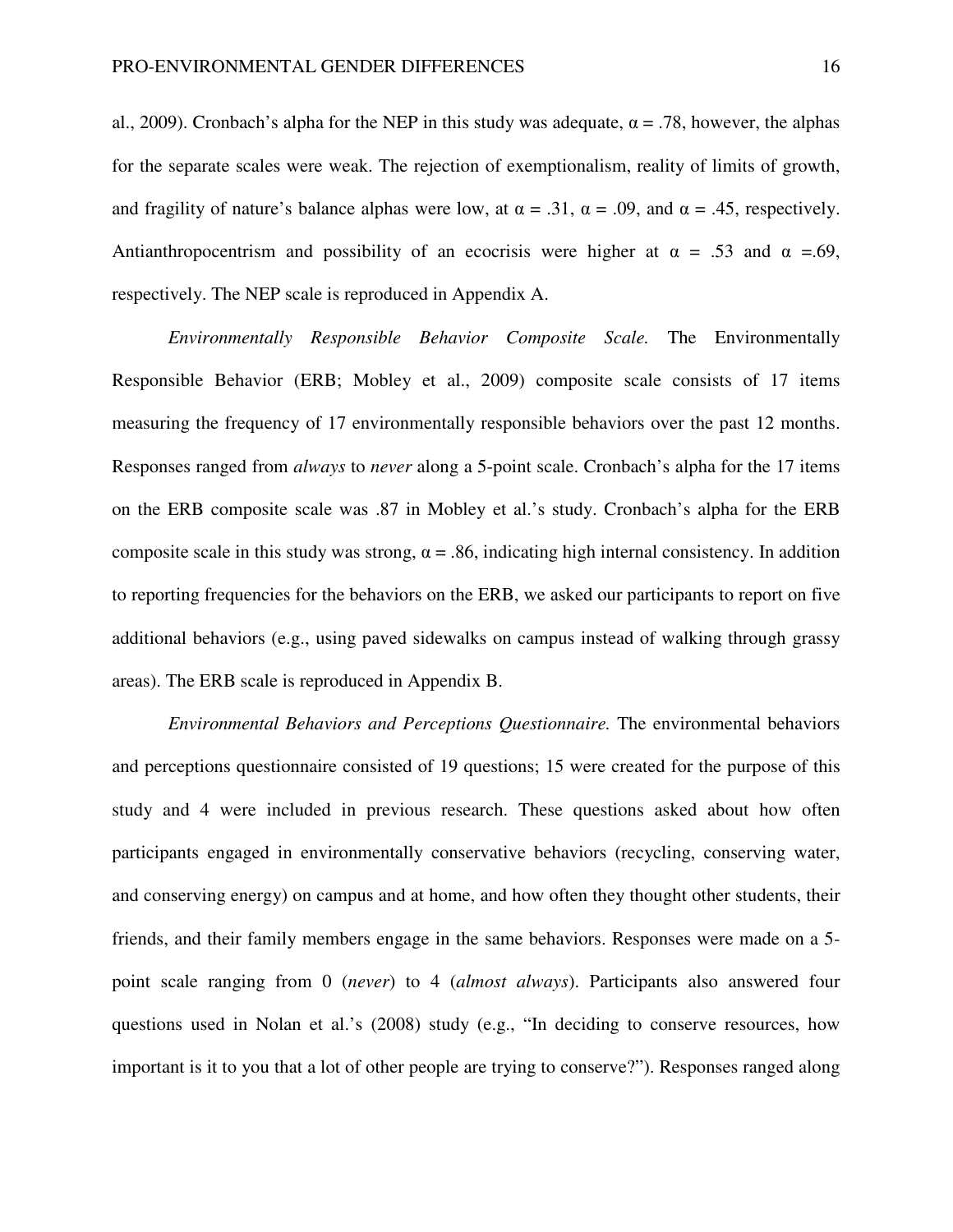al., 2009). Cronbach's alpha for the NEP in this study was adequate, $\alpha = .78$, however, the alphas for the separate scales were weak. The rejection of exemptionalism, reality of limits of growth, and fragility of nature's balance alphas were low, at $\alpha = .31$, $\alpha = .09$, and $\alpha = .45$, respectively. Antianthropocentrism and possibility of an ecocrisis were higher at $\alpha = .53$ and $\alpha = .69$, respectively. The NEP scale is reproduced in Appendix A.

*Environmentally Responsible Behavior Composite Scale.* The Environmentally Responsible Behavior (ERB; Mobley et al., 2009) composite scale consists of 17 items measuring the frequency of 17 environmentally responsible behaviors over the past 12 months. Responses ranged from *always* to *never* along a 5-point scale. Cronbach's alpha for the 17 items on the ERB composite scale was .87 in Mobley et al.'s study. Cronbach's alpha for the ERB composite scale in this study was strong, $\alpha = .86$, indicating high internal consistency. In addition to reporting frequencies for the behaviors on the ERB, we asked our participants to report on five additional behaviors (e.g., using paved sidewalks on campus instead of walking through grassy areas). The ERB scale is reproduced in Appendix B.

*Environmental Behaviors and Perceptions Questionnaire.* The environmental behaviors and perceptions questionnaire consisted of 19 questions; 15 were created for the purpose of this study and 4 were included in previous research. These questions asked about how often participants engaged in environmentally conservative behaviors (recycling, conserving water, and conserving energy) on campus and at home, and how often they thought other students, their friends, and their family members engage in the same behaviors. Responses were made on a 5-point scale ranging from 0 (*never*) to 4 (*almost always*). Participants also answered four questions used in Nolan et al.'s (2008) study (e.g., "In deciding to conserve resources, how important is it to you that a lot of other people are trying to conserve?"). Responses ranged along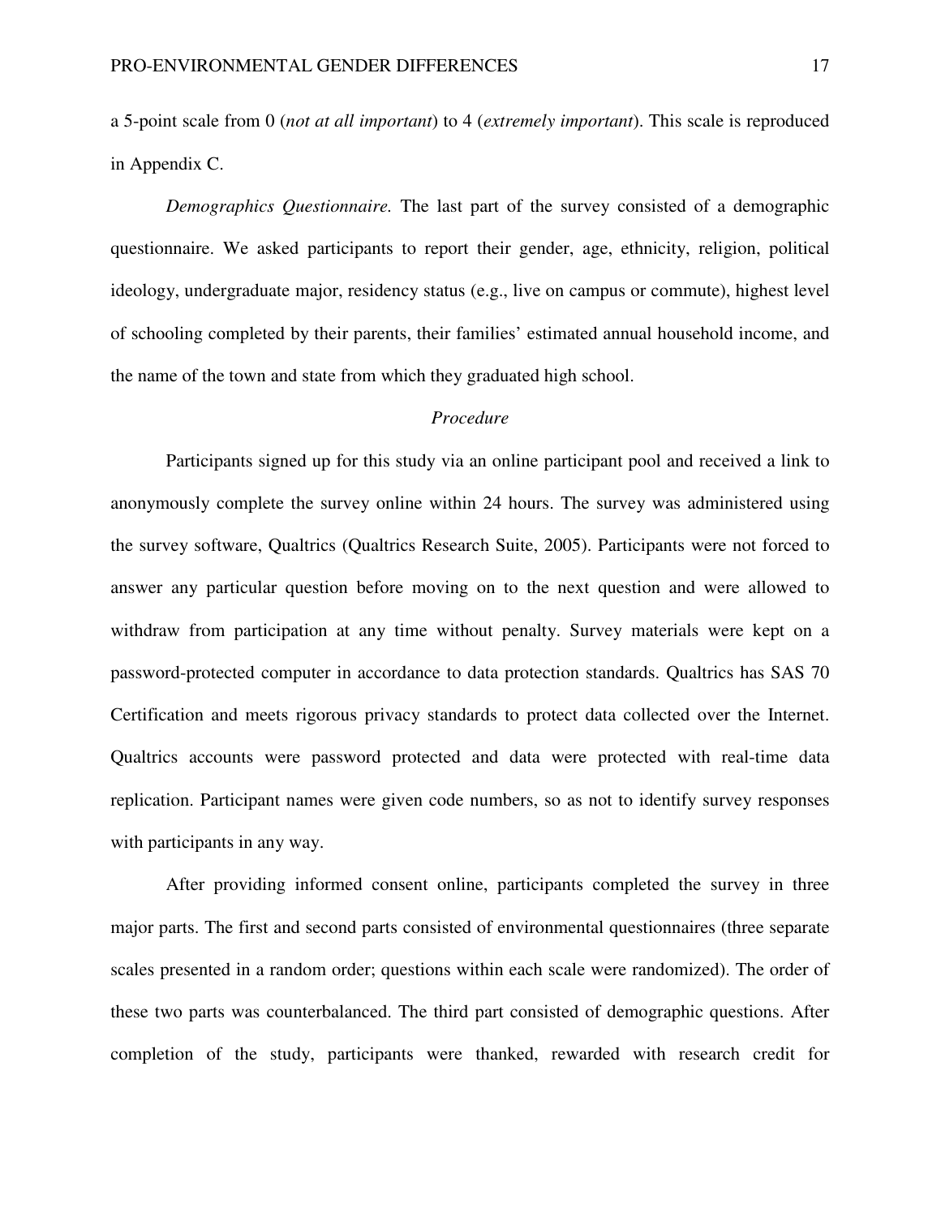a 5-point scale from 0 (*not at all important*) to 4 (*extremely important*). This scale is reproduced in Appendix C.

*Demographics Questionnaire.* The last part of the survey consisted of a demographic questionnaire. We asked participants to report their gender, age, ethnicity, religion, political ideology, undergraduate major, residency status (e.g., live on campus or commute), highest level of schooling completed by their parents, their families' estimated annual household income, and the name of the town and state from which they graduated high school.

### *Procedure*

Participants signed up for this study via an online participant pool and received a link to anonymously complete the survey online within 24 hours. The survey was administered using the survey software, Qualtrics (Qualtrics Research Suite, 2005). Participants were not forced to answer any particular question before moving on to the next question and were allowed to withdraw from participation at any time without penalty. Survey materials were kept on a password-protected computer in accordance to data protection standards. Qualtrics has SAS 70 Certification and meets rigorous privacy standards to protect data collected over the Internet. Qualtrics accounts were password protected and data were protected with real-time data replication. Participant names were given code numbers, so as not to identify survey responses with participants in any way.

After providing informed consent online, participants completed the survey in three major parts. The first and second parts consisted of environmental questionnaires (three separate scales presented in a random order; questions within each scale were randomized). The order of these two parts was counterbalanced. The third part consisted of demographic questions. After completion of the study, participants were thanked, rewarded with research credit for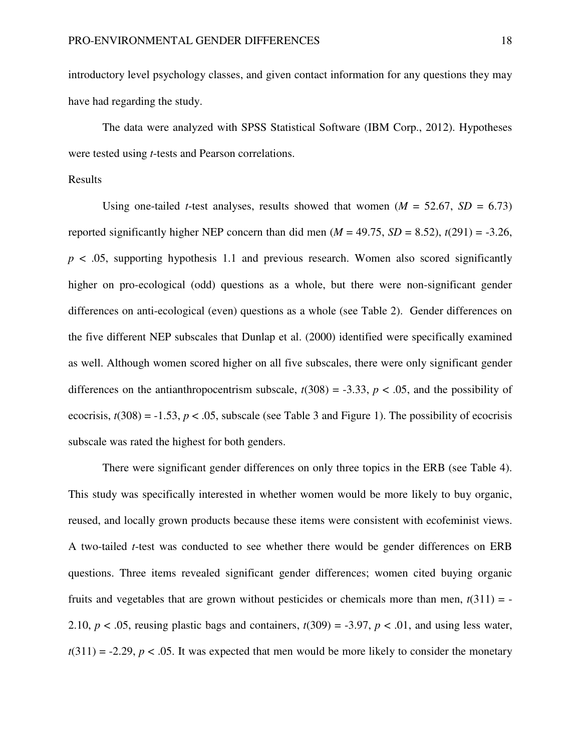introductory level psychology classes, and given contact information for any questions they may have had regarding the study.

The data were analyzed with SPSS Statistical Software (IBM Corp., 2012). Hypotheses were tested using *t*-tests and Pearson correlations.

## Results

Using one-tailed *t*-test analyses, results showed that women ($M$ = 52.67, $SD$ = 6.73) reported significantly higher NEP concern than did men ($M$ = 49.75, $SD$ = 8.52), $t(291) = -3.26$, $p < .05$, supporting hypothesis 1.1 and previous research. Women also scored significantly higher on pro-ecological (odd) questions as a whole, but there were non-significant gender differences on anti-ecological (even) questions as a whole (see Table 2). Gender differences on the five different NEP subscales that Dunlap et al. (2000) identified were specifically examined as well. Although women scored higher on all five subscales, there were only significant gender differences on the antianthropocentrism subscale, $t(308) = -3.33$, $p < .05$, and the possibility of ecocrisis, $t(308) = -1.53$, $p < .05$, subscale (see Table 3 and Figure 1). The possibility of ecocrisis subscale was rated the highest for both genders.

There were significant gender differences on only three topics in the ERB (see Table 4). This study was specifically interested in whether women would be more likely to buy organic, reused, and locally grown products because these items were consistent with ecofeminist views. A two-tailed *t*-test was conducted to see whether there would be gender differences on ERB questions. Three items revealed significant gender differences; women cited buying organic fruits and vegetables that are grown without pesticides or chemicals more than men, $t(311) = -2.10$, $p < .05$, reusing plastic bags and containers, $t(309) = -3.97$, $p < .01$, and using less water, $t(311) = -2.29$, $p < .05$. It was expected that men would be more likely to consider the monetary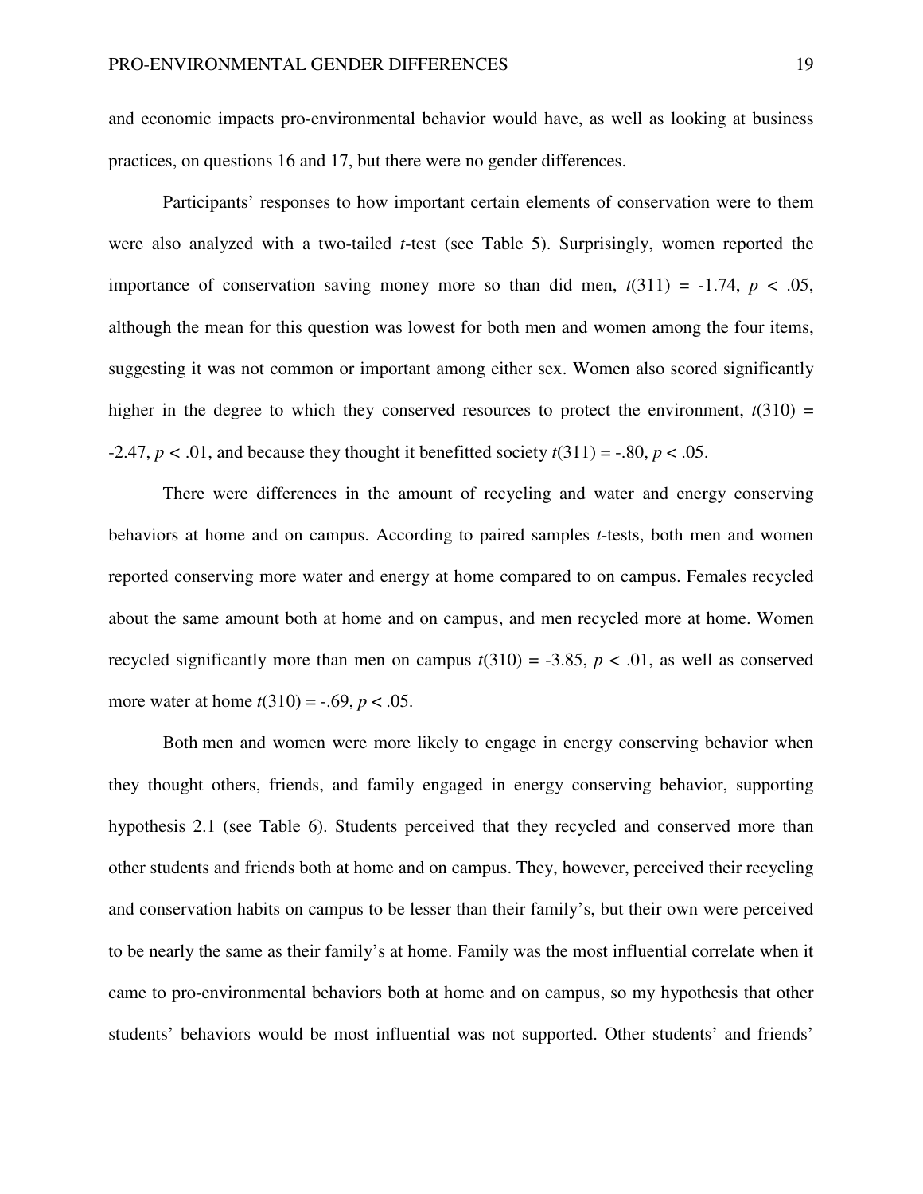and economic impacts pro-environmental behavior would have, as well as looking at business practices, on questions 16 and 17, but there were no gender differences.

Participants' responses to how important certain elements of conservation were to them were also analyzed with a two-tailed $t$-test (see Table 5). Surprisingly, women reported the importance of conservation saving money more so than did men, $t(311) = -1.74$, $p < .05$, although the mean for this question was lowest for both men and women among the four items, suggesting it was not common or important among either sex. Women also scored significantly higher in the degree to which they conserved resources to protect the environment, $t(310) = -2.47$, $p < .01$, and because they thought it benefitted society $t(311) = -.80$, $p < .05$.

There were differences in the amount of recycling and water and energy conserving behaviors at home and on campus. According to paired samples $t$-tests, both men and women reported conserving more water and energy at home compared to on campus. Females recycled about the same amount both at home and on campus, and men recycled more at home. Women recycled significantly more than men on campus $t(310) = -3.85$, $p < .01$, as well as conserved more water at home $t(310) = -.69$, $p < .05$.

Both men and women were more likely to engage in energy conserving behavior when they thought others, friends, and family engaged in energy conserving behavior, supporting hypothesis 2.1 (see Table 6). Students perceived that they recycled and conserved more than other students and friends both at home and on campus. They, however, perceived their recycling and conservation habits on campus to be lesser than their family's, but their own were perceived to be nearly the same as their family's at home. Family was the most influential correlate when it came to pro-environmental behaviors both at home and on campus, so my hypothesis that other students' behaviors would be most influential was not supported. Other students' and friends'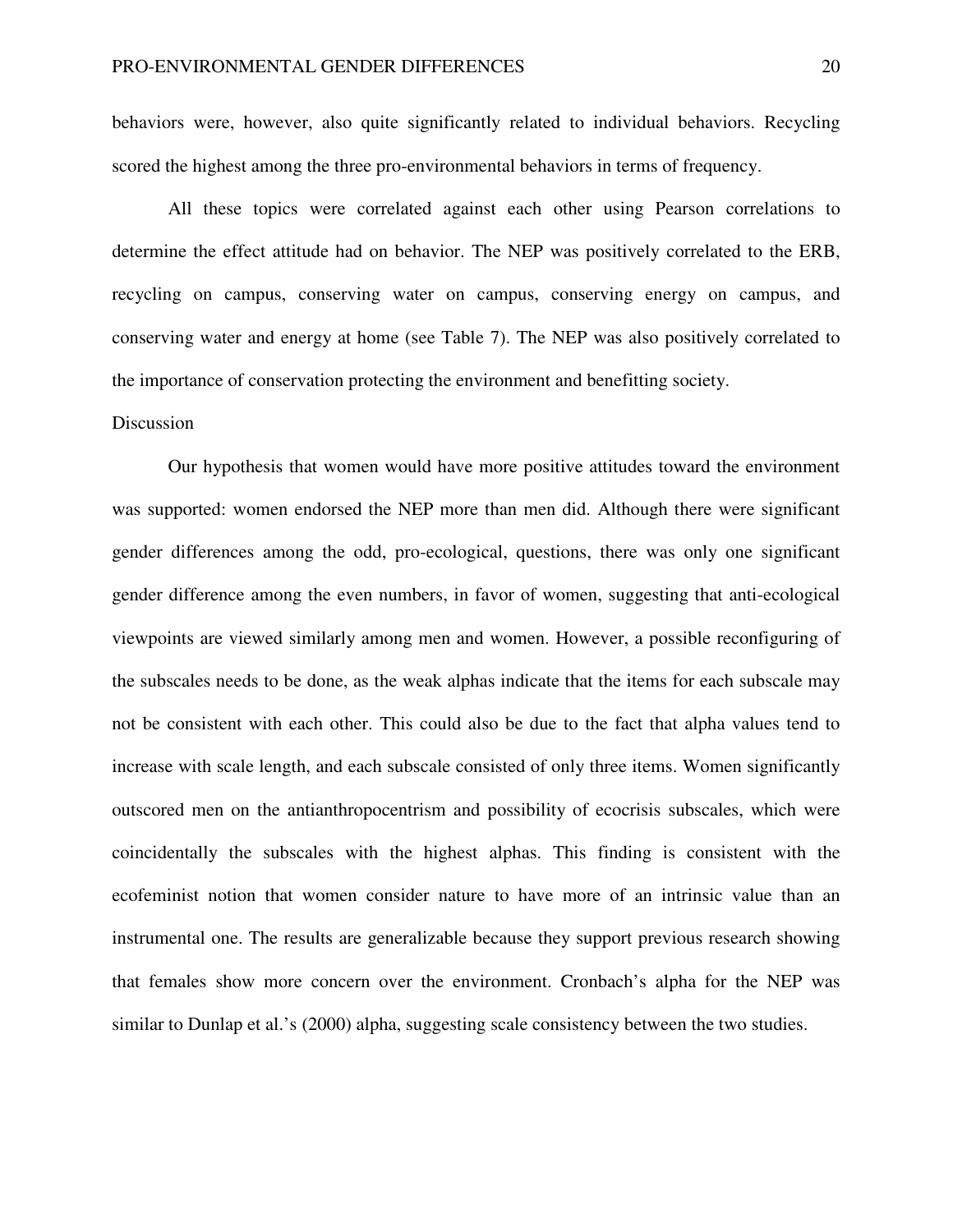behaviors were, however, also quite significantly related to individual behaviors. Recycling scored the highest among the three pro-environmental behaviors in terms of frequency.

All these topics were correlated against each other using Pearson correlations to determine the effect attitude had on behavior. The NEP was positively correlated to the ERB, recycling on campus, conserving water on campus, conserving energy on campus, and conserving water and energy at home (see Table 7). The NEP was also positively correlated to the importance of conservation protecting the environment and benefitting society.

## Discussion

Our hypothesis that women would have more positive attitudes toward the environment was supported: women endorsed the NEP more than men did. Although there were significant gender differences among the odd, pro-ecological, questions, there was only one significant gender difference among the even numbers, in favor of women, suggesting that anti-ecological viewpoints are viewed similarly among men and women. However, a possible reconfiguring of the subscales needs to be done, as the weak alphas indicate that the items for each subscale may not be consistent with each other. This could also be due to the fact that alpha values tend to increase with scale length, and each subscale consisted of only three items. Women significantly outscored men on the antianthropocentrism and possibility of ecocrisis subscales, which were coincidentally the subscales with the highest alphas. This finding is consistent with the ecofeminist notion that women consider nature to have more of an intrinsic value than an instrumental one. The results are generalizable because they support previous research showing that females show more concern over the environment. Cronbach's alpha for the NEP was similar to Dunlap et al.'s (2000) alpha, suggesting scale consistency between the two studies.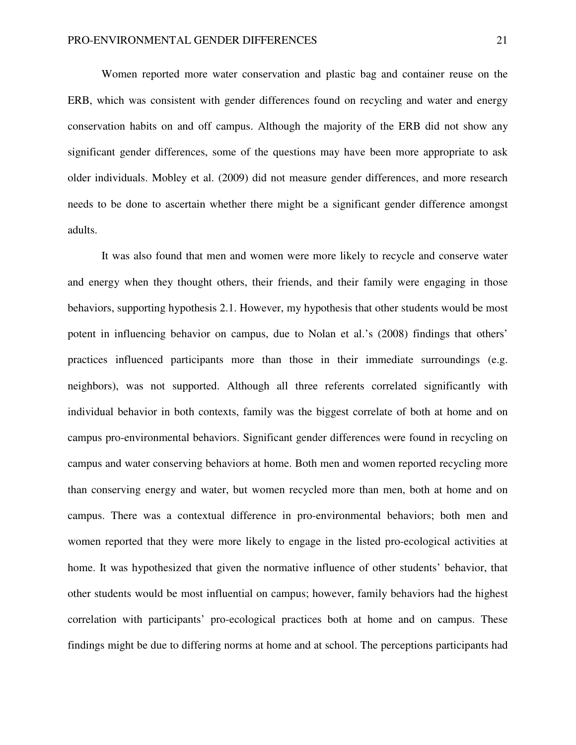Women reported more water conservation and plastic bag and container reuse on the ERB, which was consistent with gender differences found on recycling and water and energy conservation habits on and off campus. Although the majority of the ERB did not show any significant gender differences, some of the questions may have been more appropriate to ask older individuals. Mobley et al. (2009) did not measure gender differences, and more research needs to be done to ascertain whether there might be a significant gender difference amongst adults.

It was also found that men and women were more likely to recycle and conserve water and energy when they thought others, their friends, and their family were engaging in those behaviors, supporting hypothesis 2.1. However, my hypothesis that other students would be most potent in influencing behavior on campus, due to Nolan et al.'s (2008) findings that others' practices influenced participants more than those in their immediate surroundings (e.g. neighbors), was not supported. Although all three referents correlated significantly with individual behavior in both contexts, family was the biggest correlate of both at home and on campus pro-environmental behaviors. Significant gender differences were found in recycling on campus and water conserving behaviors at home. Both men and women reported recycling more than conserving energy and water, but women recycled more than men, both at home and on campus. There was a contextual difference in pro-environmental behaviors; both men and women reported that they were more likely to engage in the listed pro-ecological activities at home. It was hypothesized that given the normative influence of other students' behavior, that other students would be most influential on campus; however, family behaviors had the highest correlation with participants' pro-ecological practices both at home and on campus. These findings might be due to differing norms at home and at school. The perceptions participants had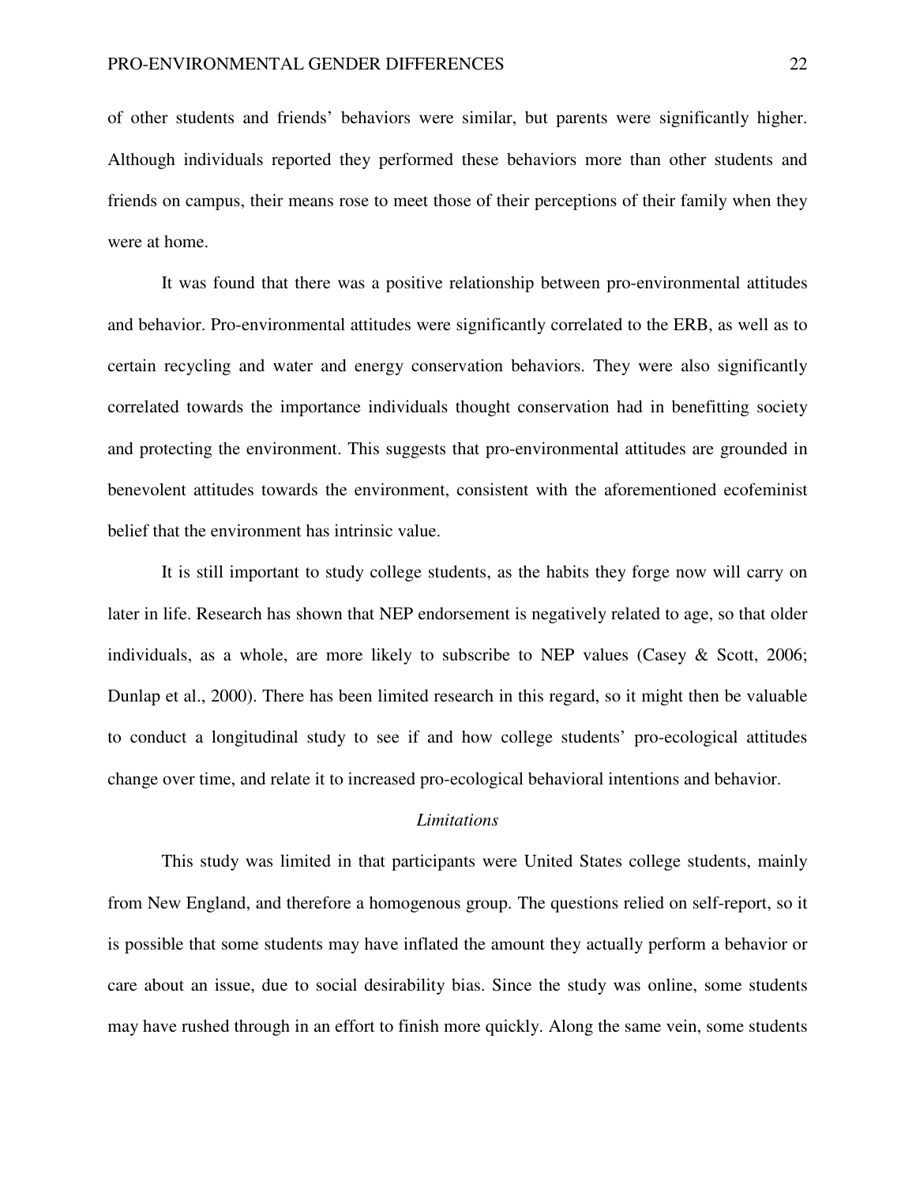of other students and friends' behaviors were similar, but parents were significantly higher. Although individuals reported they performed these behaviors more than other students and friends on campus, their means rose to meet those of their perceptions of their family when they were at home.

It was found that there was a positive relationship between pro-environmental attitudes and behavior. Pro-environmental attitudes were significantly correlated to the ERB, as well as to certain recycling and water and energy conservation behaviors. They were also significantly correlated towards the importance individuals thought conservation had in benefitting society and protecting the environment. This suggests that pro-environmental attitudes are grounded in benevolent attitudes towards the environment, consistent with the aforementioned ecofeminist belief that the environment has intrinsic value.

It is still important to study college students, as the habits they forge now will carry on later in life. Research has shown that NEP endorsement is negatively related to age, so that older individuals, as a whole, are more likely to subscribe to NEP values (Casey & Scott, 2006; Dunlap et al., 2000). There has been limited research in this regard, so it might then be valuable to conduct a longitudinal study to see if and how college students' pro-ecological attitudes change over time, and relate it to increased pro-ecological behavioral intentions and behavior.

### *Limitations*

This study was limited in that participants were United States college students, mainly from New England, and therefore a homogenous group. The questions relied on self-report, so it is possible that some students may have inflated the amount they actually perform a behavior or care about an issue, due to social desirability bias. Since the study was online, some students may have rushed through in an effort to finish more quickly. Along the same vein, some students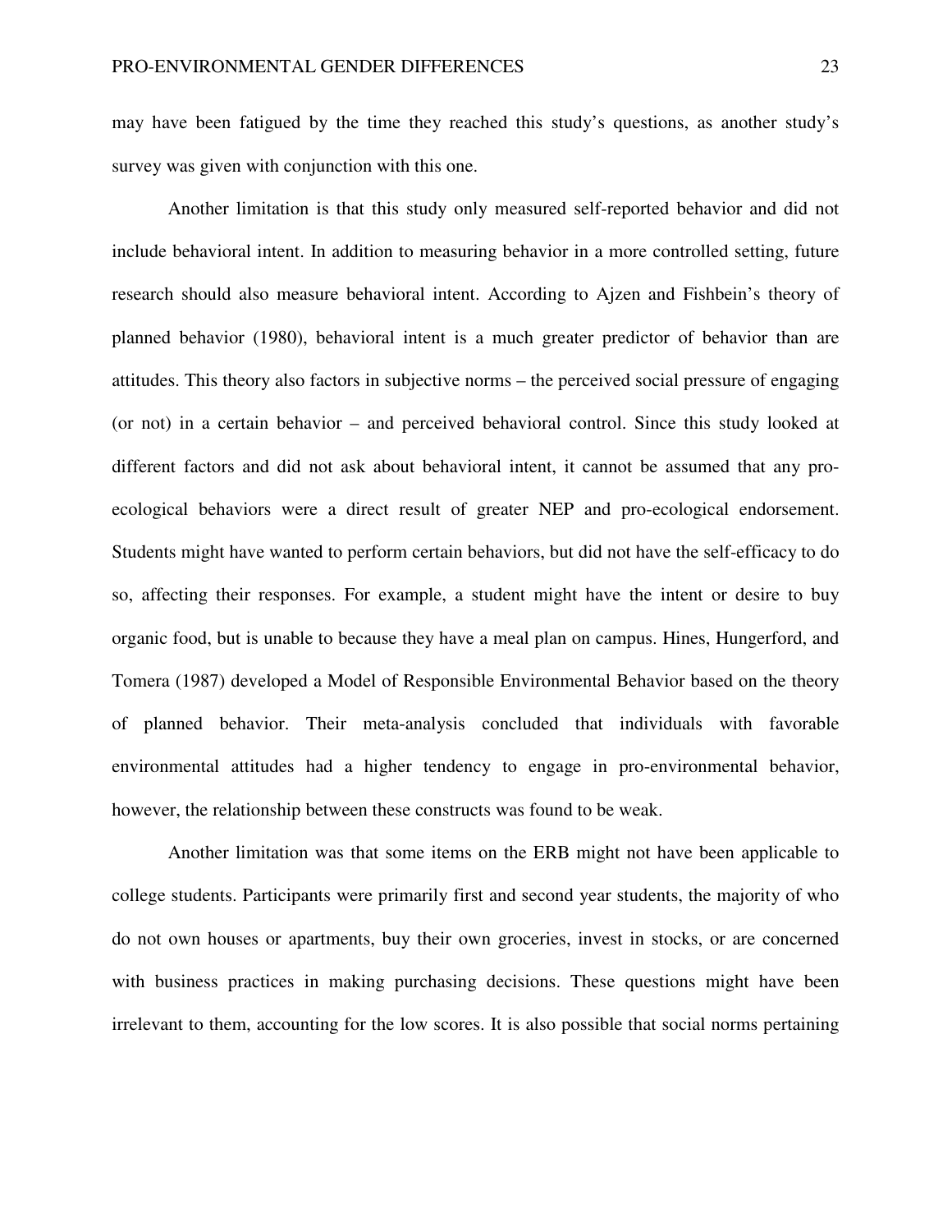may have been fatigued by the time they reached this study's questions, as another study's survey was given with conjunction with this one.

Another limitation is that this study only measured self-reported behavior and did not include behavioral intent. In addition to measuring behavior in a more controlled setting, future research should also measure behavioral intent. According to Ajzen and Fishbein's theory of planned behavior (1980), behavioral intent is a much greater predictor of behavior than are attitudes. This theory also factors in subjective norms – the perceived social pressure of engaging (or not) in a certain behavior – and perceived behavioral control. Since this study looked at different factors and did not ask about behavioral intent, it cannot be assumed that any pro-ecological behaviors were a direct result of greater NEP and pro-ecological endorsement. Students might have wanted to perform certain behaviors, but did not have the self-efficacy to do so, affecting their responses. For example, a student might have the intent or desire to buy organic food, but is unable to because they have a meal plan on campus. Hines, Hungerford, and Tomera (1987) developed a Model of Responsible Environmental Behavior based on the theory of planned behavior. Their meta-analysis concluded that individuals with favorable environmental attitudes had a higher tendency to engage in pro-environmental behavior, however, the relationship between these constructs was found to be weak.

Another limitation was that some items on the ERB might not have been applicable to college students. Participants were primarily first and second year students, the majority of who do not own houses or apartments, buy their own groceries, invest in stocks, or are concerned with business practices in making purchasing decisions. These questions might have been irrelevant to them, accounting for the low scores. It is also possible that social norms pertaining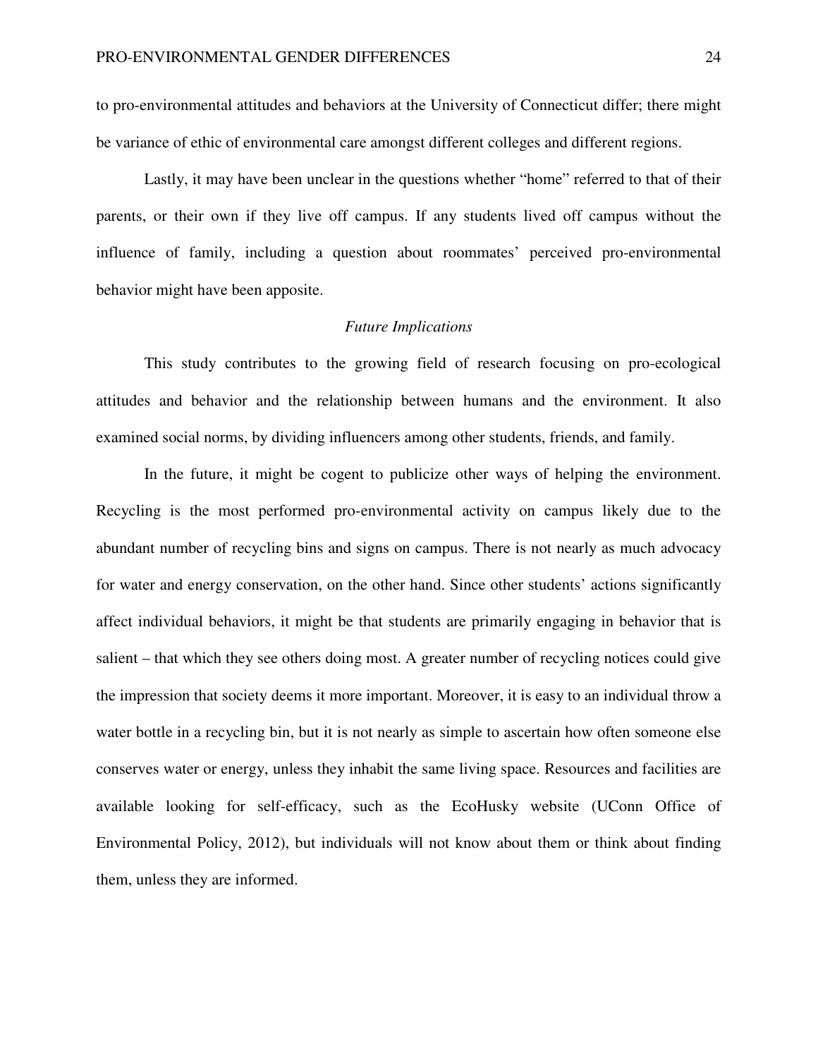to pro-environmental attitudes and behaviors at the University of Connecticut differ; there might be variance of ethic of environmental care amongst different colleges and different regions.

Lastly, it may have been unclear in the questions whether "home" referred to that of their parents, or their own if they live off campus. If any students lived off campus without the influence of family, including a question about roommates' perceived pro-environmental behavior might have been apposite.

### *Future Implications*

This study contributes to the growing field of research focusing on pro-ecological attitudes and behavior and the relationship between humans and the environment. It also examined social norms, by dividing influencers among other students, friends, and family.

In the future, it might be cogent to publicize other ways of helping the environment. Recycling is the most performed pro-environmental activity on campus likely due to the abundant number of recycling bins and signs on campus. There is not nearly as much advocacy for water and energy conservation, on the other hand. Since other students' actions significantly affect individual behaviors, it might be that students are primarily engaging in behavior that is salient – that which they see others doing most. A greater number of recycling notices could give the impression that society deems it more important. Moreover, it is easy to an individual throw a water bottle in a recycling bin, but it is not nearly as simple to ascertain how often someone else conserves water or energy, unless they inhabit the same living space. Resources and facilities are available looking for self-efficacy, such as the EcoHusky website (UConn Office of Environmental Policy, 2012), but individuals will not know about them or think about finding them, unless they are informed.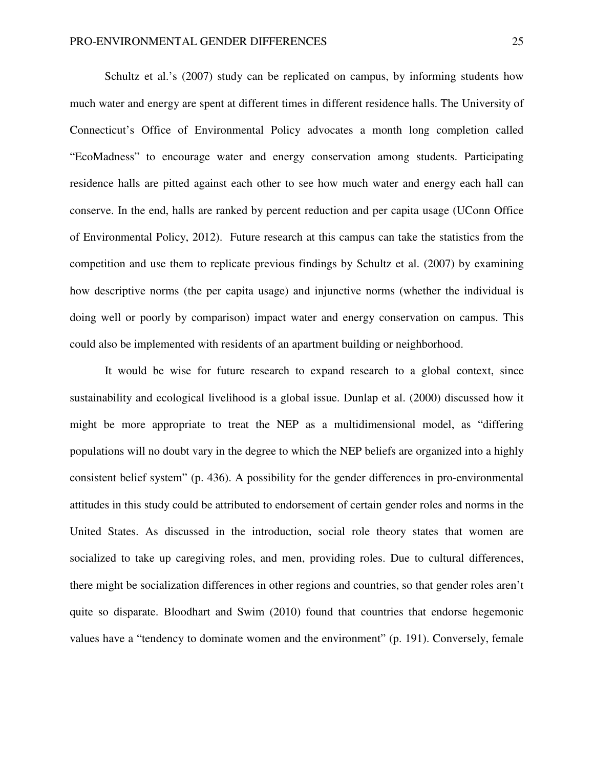Schultz et al.'s (2007) study can be replicated on campus, by informing students how much water and energy are spent at different times in different residence halls. The University of Connecticut's Office of Environmental Policy advocates a month long completion called "EcoMadness" to encourage water and energy conservation among students. Participating residence halls are pitted against each other to see how much water and energy each hall can conserve. In the end, halls are ranked by percent reduction and per capita usage (UConn Office of Environmental Policy, 2012). Future research at this campus can take the statistics from the competition and use them to replicate previous findings by Schultz et al. (2007) by examining how descriptive norms (the per capita usage) and injunctive norms (whether the individual is doing well or poorly by comparison) impact water and energy conservation on campus. This could also be implemented with residents of an apartment building or neighborhood.

It would be wise for future research to expand research to a global context, since sustainability and ecological livelihood is a global issue. Dunlap et al. (2000) discussed how it might be more appropriate to treat the NEP as a multidimensional model, as "differing populations will no doubt vary in the degree to which the NEP beliefs are organized into a highly consistent belief system" (p. 436). A possibility for the gender differences in pro-environmental attitudes in this study could be attributed to endorsement of certain gender roles and norms in the United States. As discussed in the introduction, social role theory states that women are socialized to take up caregiving roles, and men, providing roles. Due to cultural differences, there might be socialization differences in other regions and countries, so that gender roles aren't quite so disparate. Bloodhart and Swim (2010) found that countries that endorse hegemonic values have a "tendency to dominate women and the environment" (p. 191). Conversely, female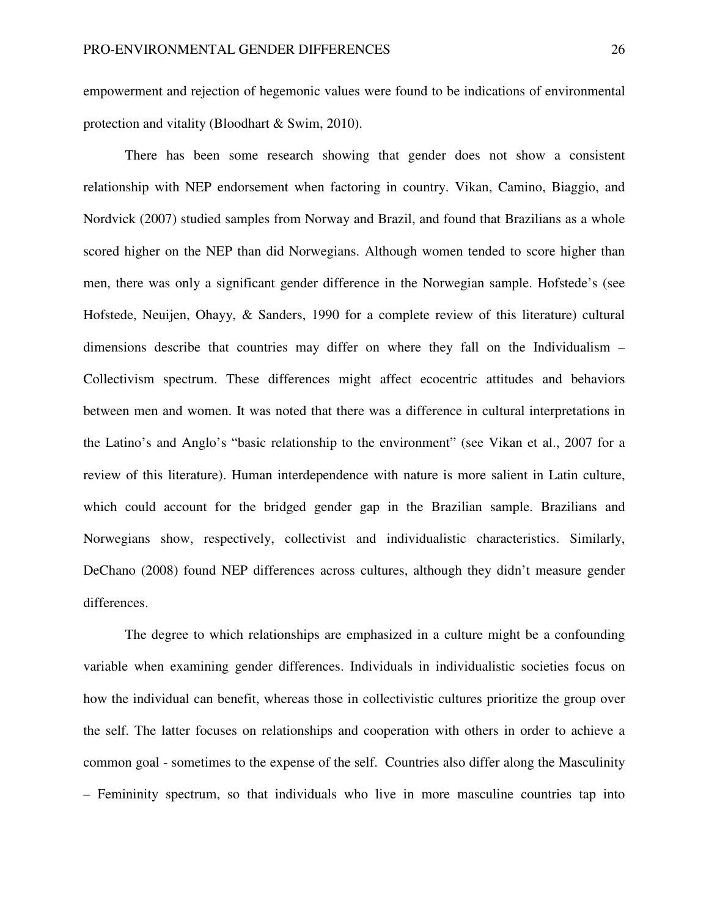empowerment and rejection of hegemonic values were found to be indications of environmental protection and vitality (Bloodhart & Swim, 2010).

There has been some research showing that gender does not show a consistent relationship with NEP endorsement when factoring in country. Vikan, Camino, Biaggio, and Nordvick (2007) studied samples from Norway and Brazil, and found that Brazilians as a whole scored higher on the NEP than did Norwegians. Although women tended to score higher than men, there was only a significant gender difference in the Norwegian sample. Hofstede's (see Hofstede, Neuijen, Ohayy, & Sanders, 1990 for a complete review of this literature) cultural dimensions describe that countries may differ on where they fall on the Individualism – Collectivism spectrum. These differences might affect ecocentric attitudes and behaviors between men and women. It was noted that there was a difference in cultural interpretations in the Latino's and Anglo's "basic relationship to the environment" (see Vikan et al., 2007 for a review of this literature). Human interdependence with nature is more salient in Latin culture, which could account for the bridged gender gap in the Brazilian sample. Brazilians and Norwegians show, respectively, collectivist and individualistic characteristics. Similarly, DeChano (2008) found NEP differences across cultures, although they didn't measure gender differences.

The degree to which relationships are emphasized in a culture might be a confounding variable when examining gender differences. Individuals in individualistic societies focus on how the individual can benefit, whereas those in collectivistic cultures prioritize the group over the self. The latter focuses on relationships and cooperation with others in order to achieve a common goal - sometimes to the expense of the self. Countries also differ along the Masculinity – Femininity spectrum, so that individuals who live in more masculine countries tap into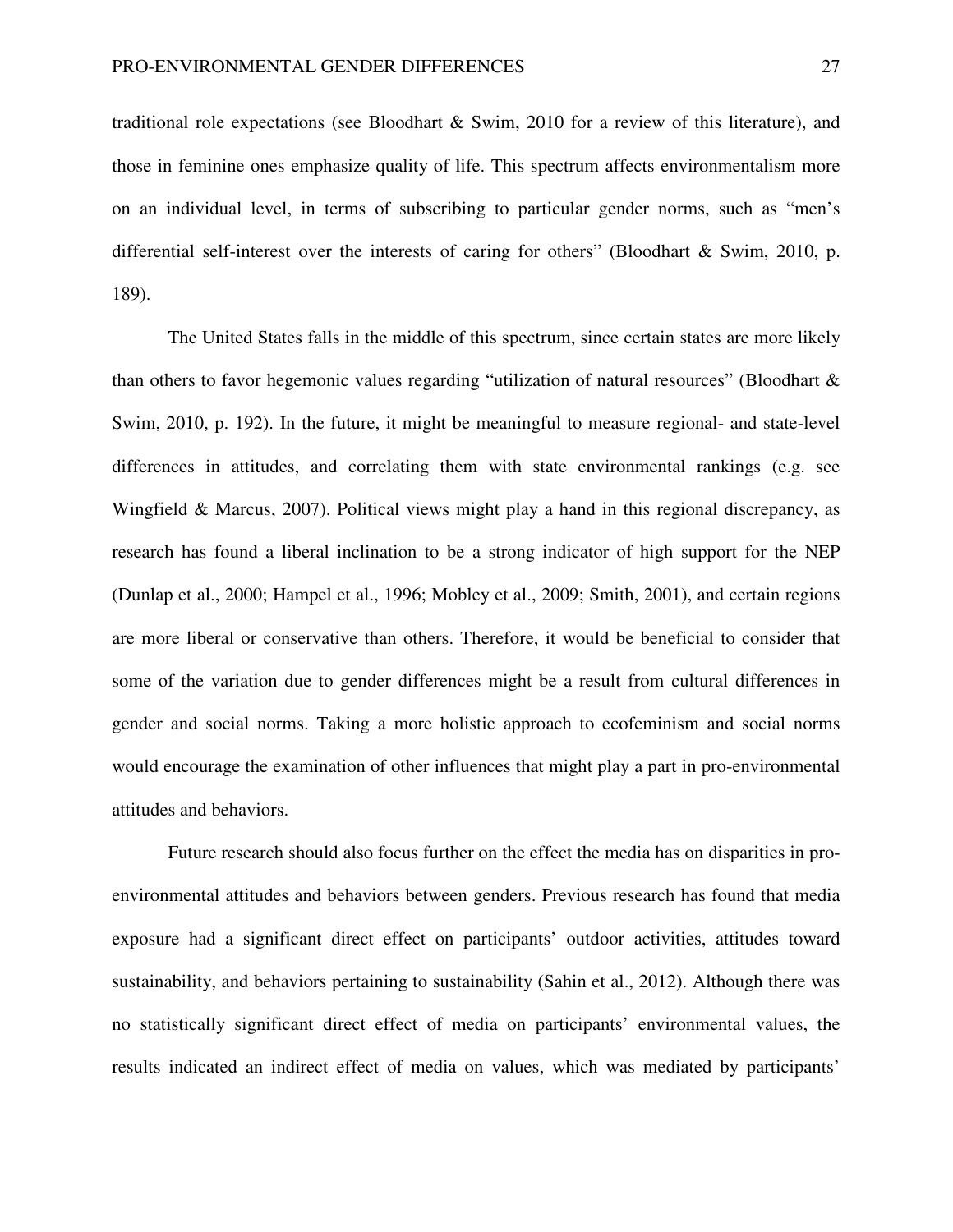traditional role expectations (see Bloodhart & Swim, 2010 for a review of this literature), and those in feminine ones emphasize quality of life. This spectrum affects environmentalism more on an individual level, in terms of subscribing to particular gender norms, such as "men's differential self-interest over the interests of caring for others" (Bloodhart & Swim, 2010, p. 189).

The United States falls in the middle of this spectrum, since certain states are more likely than others to favor hegemonic values regarding "utilization of natural resources" (Bloodhart & Swim, 2010, p. 192). In the future, it might be meaningful to measure regional- and state-level differences in attitudes, and correlating them with state environmental rankings (e.g. see Wingfield & Marcus, 2007). Political views might play a hand in this regional discrepancy, as research has found a liberal inclination to be a strong indicator of high support for the NEP (Dunlap et al., 2000; Hampel et al., 1996; Mobley et al., 2009; Smith, 2001), and certain regions are more liberal or conservative than others. Therefore, it would be beneficial to consider that some of the variation due to gender differences might be a result from cultural differences in gender and social norms. Taking a more holistic approach to ecofeminism and social norms would encourage the examination of other influences that might play a part in pro-environmental attitudes and behaviors.

Future research should also focus further on the effect the media has on disparities in pro-environmental attitudes and behaviors between genders. Previous research has found that media exposure had a significant direct effect on participants' outdoor activities, attitudes toward sustainability, and behaviors pertaining to sustainability (Sahin et al., 2012). Although there was no statistically significant direct effect of media on participants' environmental values, the results indicated an indirect effect of media on values, which was mediated by participants'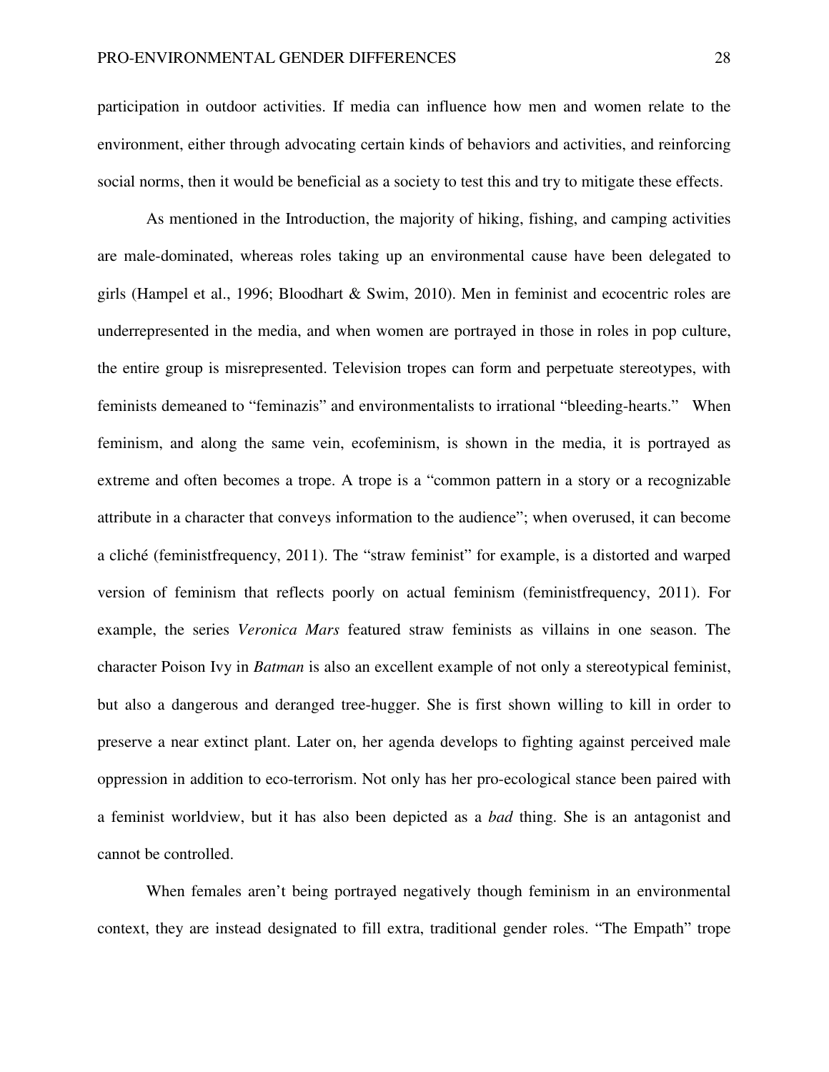participation in outdoor activities. If media can influence how men and women relate to the environment, either through advocating certain kinds of behaviors and activities, and reinforcing social norms, then it would be beneficial as a society to test this and try to mitigate these effects.

As mentioned in the Introduction, the majority of hiking, fishing, and camping activities are male-dominated, whereas roles taking up an environmental cause have been delegated to girls (Hampel et al., 1996; Bloodhart & Swim, 2010). Men in feminist and ecocentric roles are underrepresented in the media, and when women are portrayed in those in roles in pop culture, the entire group is misrepresented. Television tropes can form and perpetuate stereotypes, with feminists demeaned to "feminazis" and environmentalists to irrational "bleeding-hearts." When feminism, and along the same vein, ecofeminism, is shown in the media, it is portrayed as extreme and often becomes a trope. A trope is a "common pattern in a story or a recognizable attribute in a character that conveys information to the audience"; when overused, it can become a cliché (feministfrequency, 2011). The "straw feminist" for example, is a distorted and warped version of feminism that reflects poorly on actual feminism (feministfrequency, 2011). For example, the series *Veronica Mars* featured straw feminists as villains in one season. The character Poison Ivy in *Batman* is also an excellent example of not only a stereotypical feminist, but also a dangerous and deranged tree-hugger. She is first shown willing to kill in order to preserve a near extinct plant. Later on, her agenda develops to fighting against perceived male oppression in addition to eco-terrorism. Not only has her pro-ecological stance been paired with a feminist worldview, but it has also been depicted as a *bad* thing. She is an antagonist and cannot be controlled.

When females aren't being portrayed negatively though feminism in an environmental context, they are instead designated to fill extra, traditional gender roles. "The Empath" trope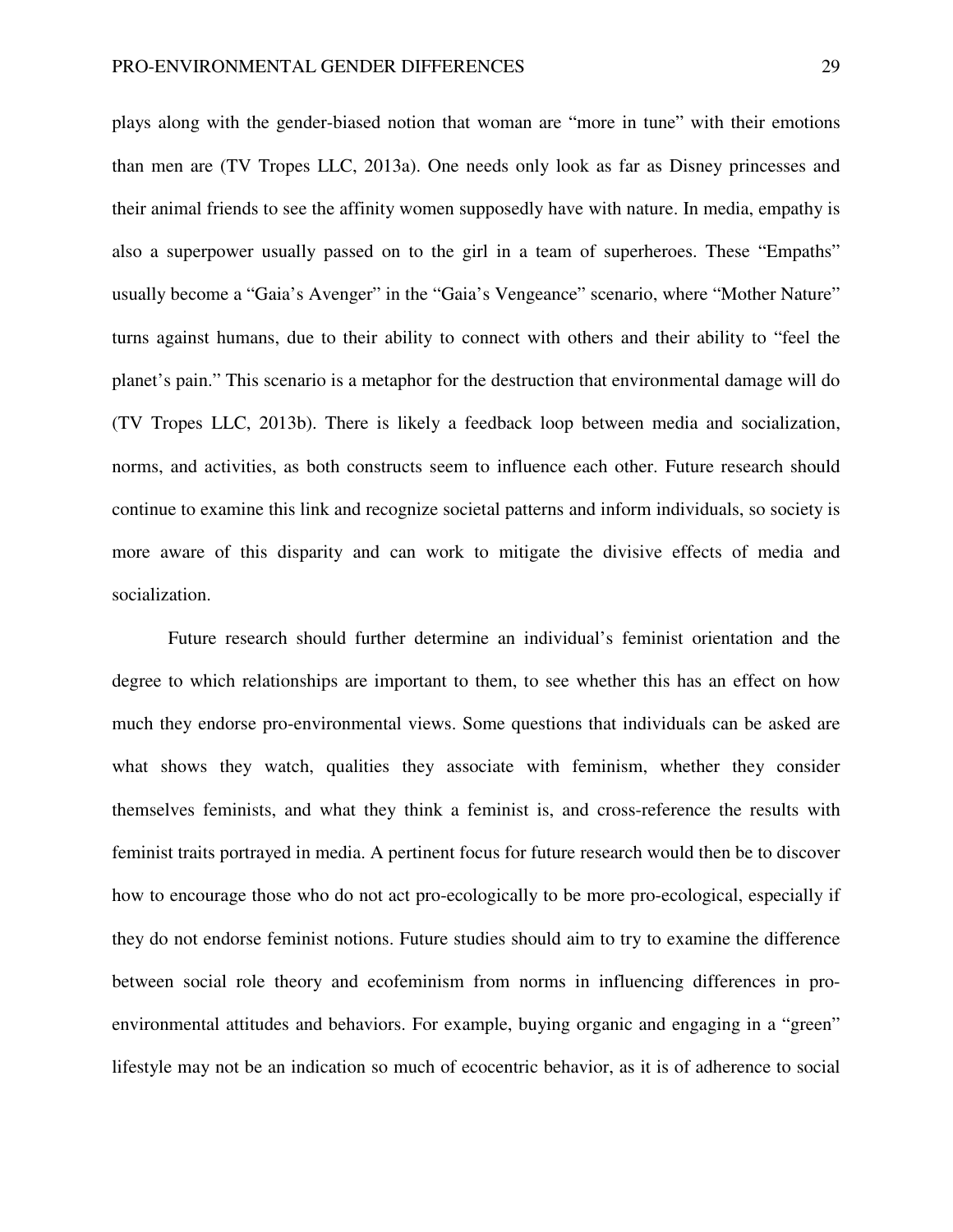plays along with the gender-biased notion that woman are "more in tune" with their emotions than men are (TV Tropes LLC, 2013a). One needs only look as far as Disney princesses and their animal friends to see the affinity women supposedly have with nature. In media, empathy is also a superpower usually passed on to the girl in a team of superheroes. These "Empaths" usually become a "Gaia's Avenger" in the "Gaia's Vengeance" scenario, where "Mother Nature" turns against humans, due to their ability to connect with others and their ability to "feel the planet's pain." This scenario is a metaphor for the destruction that environmental damage will do (TV Tropes LLC, 2013b). There is likely a feedback loop between media and socialization, norms, and activities, as both constructs seem to influence each other. Future research should continue to examine this link and recognize societal patterns and inform individuals, so society is more aware of this disparity and can work to mitigate the divisive effects of media and socialization.

Future research should further determine an individual's feminist orientation and the degree to which relationships are important to them, to see whether this has an effect on how much they endorse pro-environmental views. Some questions that individuals can be asked are what shows they watch, qualities they associate with feminism, whether they consider themselves feminists, and what they think a feminist is, and cross-reference the results with feminist traits portrayed in media. A pertinent focus for future research would then be to discover how to encourage those who do not act pro-ecologically to be more pro-ecological, especially if they do not endorse feminist notions. Future studies should aim to try to examine the difference between social role theory and ecofeminism from norms in influencing differences in pro-environmental attitudes and behaviors. For example, buying organic and engaging in a "green" lifestyle may not be an indication so much of ecocentric behavior, as it is of adherence to social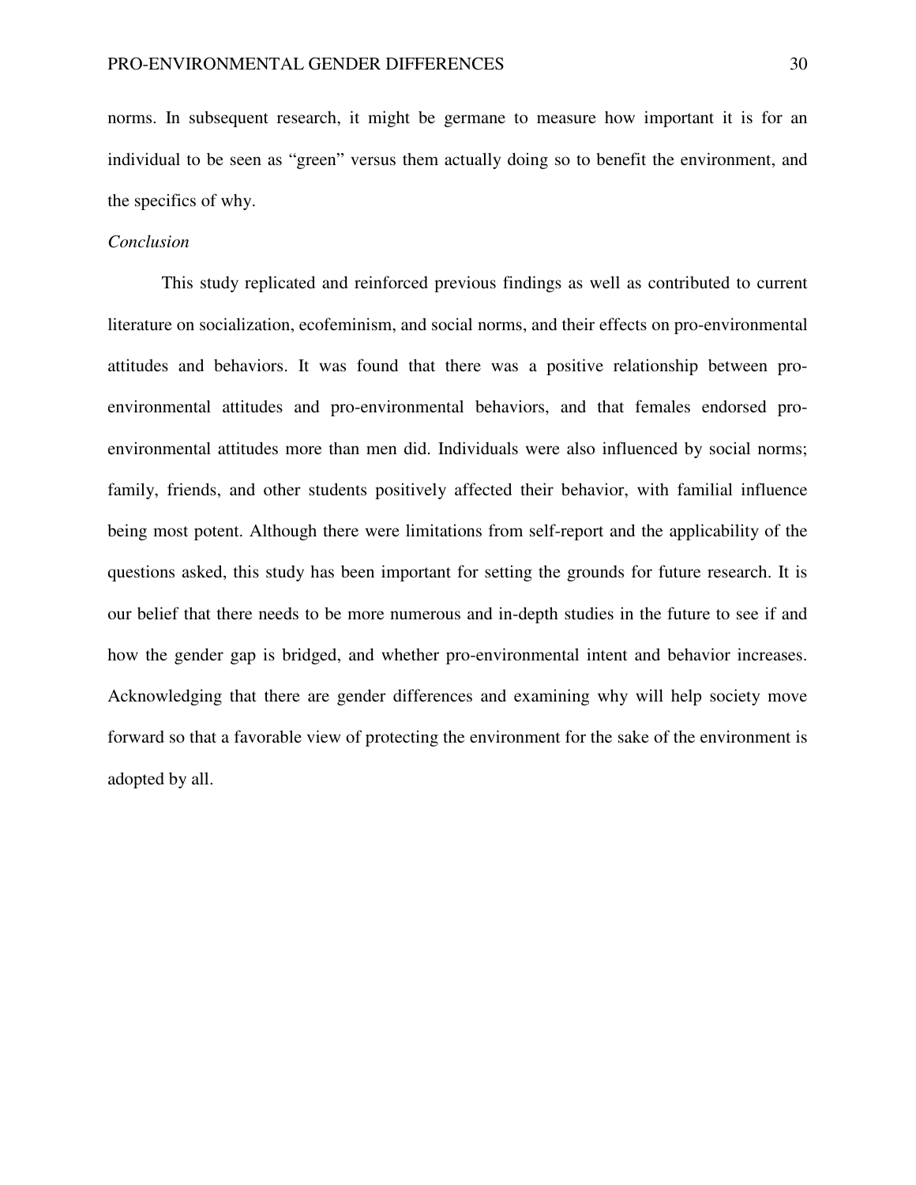norms. In subsequent research, it might be germane to measure how important it is for an individual to be seen as "green" versus them actually doing so to benefit the environment, and the specifics of why.

*Conclusion*

This study replicated and reinforced previous findings as well as contributed to current literature on socialization, ecofeminism, and social norms, and their effects on pro-environmental attitudes and behaviors. It was found that there was a positive relationship between pro-environmental attitudes and pro-environmental behaviors, and that females endorsed pro-environmental attitudes more than men did. Individuals were also influenced by social norms; family, friends, and other students positively affected their behavior, with familial influence being most potent. Although there were limitations from self-report and the applicability of the questions asked, this study has been important for setting the grounds for future research. It is our belief that there needs to be more numerous and in-depth studies in the future to see if and how the gender gap is bridged, and whether pro-environmental intent and behavior increases. Acknowledging that there are gender differences and examining why will help society move forward so that a favorable view of protecting the environment for the sake of the environment is adopted by all.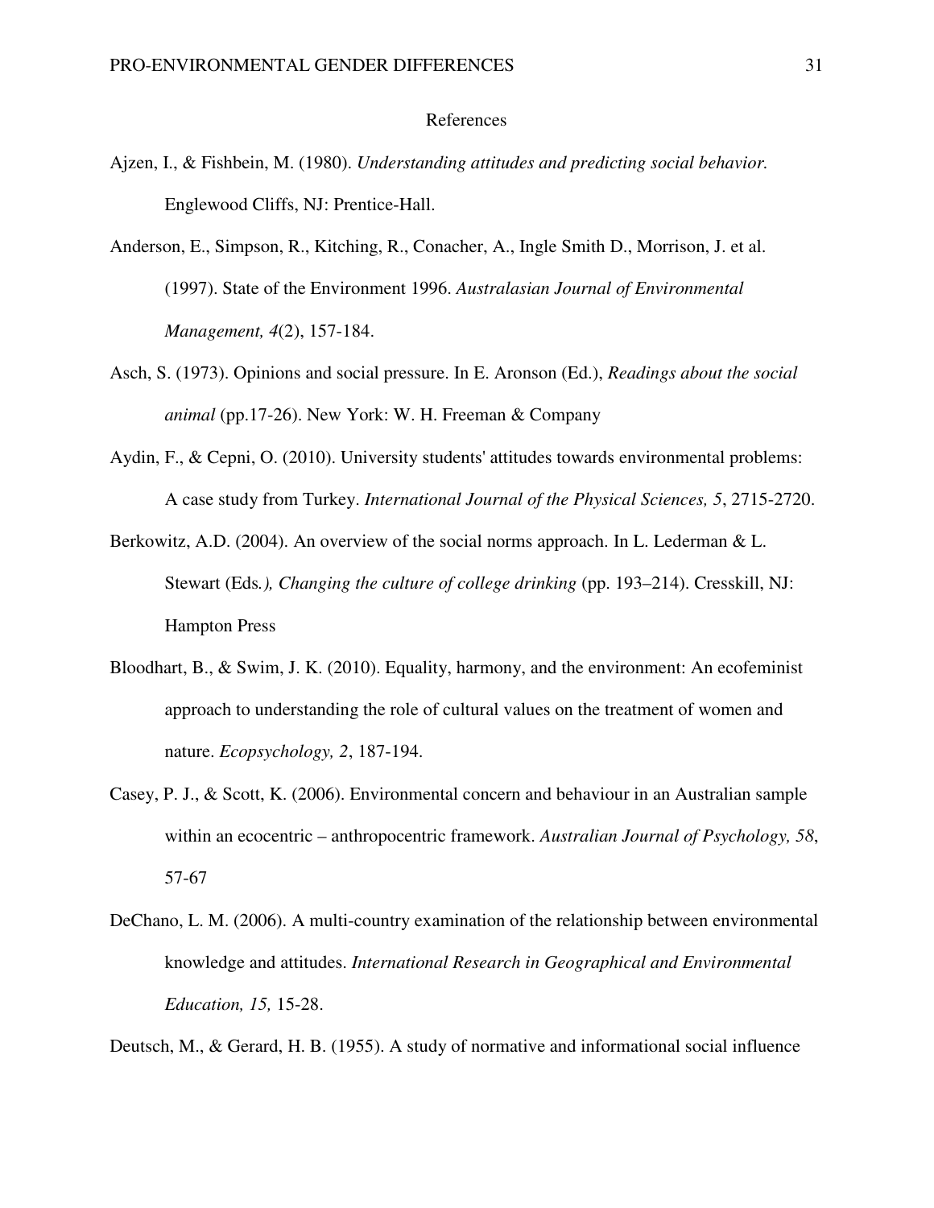# References

Ajzen, I., & Fishbein, M. (1980). *Understanding attitudes and predicting social behavior.* Englewood Cliffs, NJ: Prentice-Hall.

Anderson, E., Simpson, R., Kitching, R., Conacher, A., Ingle Smith D., Morrison, J. et al. (1997). State of the Environment 1996. *Australasian Journal of Environmental Management, 4*(2), 157-184.

Asch, S. (1973). Opinions and social pressure. In E. Aronson (Ed.), *Readings about the social animal* (pp.17-26). New York: W. H. Freeman & Company

Aydin, F., & Cepni, O. (2010). University students' attitudes towards environmental problems: A case study from Turkey. *International Journal of the Physical Sciences, 5*, 2715-2720.

Berkowitz, A.D. (2004). An overview of the social norms approach. In L. Lederman & L. Stewart (Eds*.), Changing the culture of college drinking* (pp. 193–214). Cresskill, NJ: Hampton Press

Bloodhart, B., & Swim, J. K. (2010). Equality, harmony, and the environment: An ecofeminist approach to understanding the role of cultural values on the treatment of women and nature. *Ecopsychology, 2*, 187-194.

Casey, P. J., & Scott, K. (2006). Environmental concern and behaviour in an Australian sample within an ecocentric – anthropocentric framework. *Australian Journal of Psychology, 58*, 57-67

DeChano, L. M. (2006). A multi-country examination of the relationship between environmental knowledge and attitudes. *International Research in Geographical and Environmental Education, 15,* 15-28.

Deutsch, M., & Gerard, H. B. (1955). A study of normative and informational social influence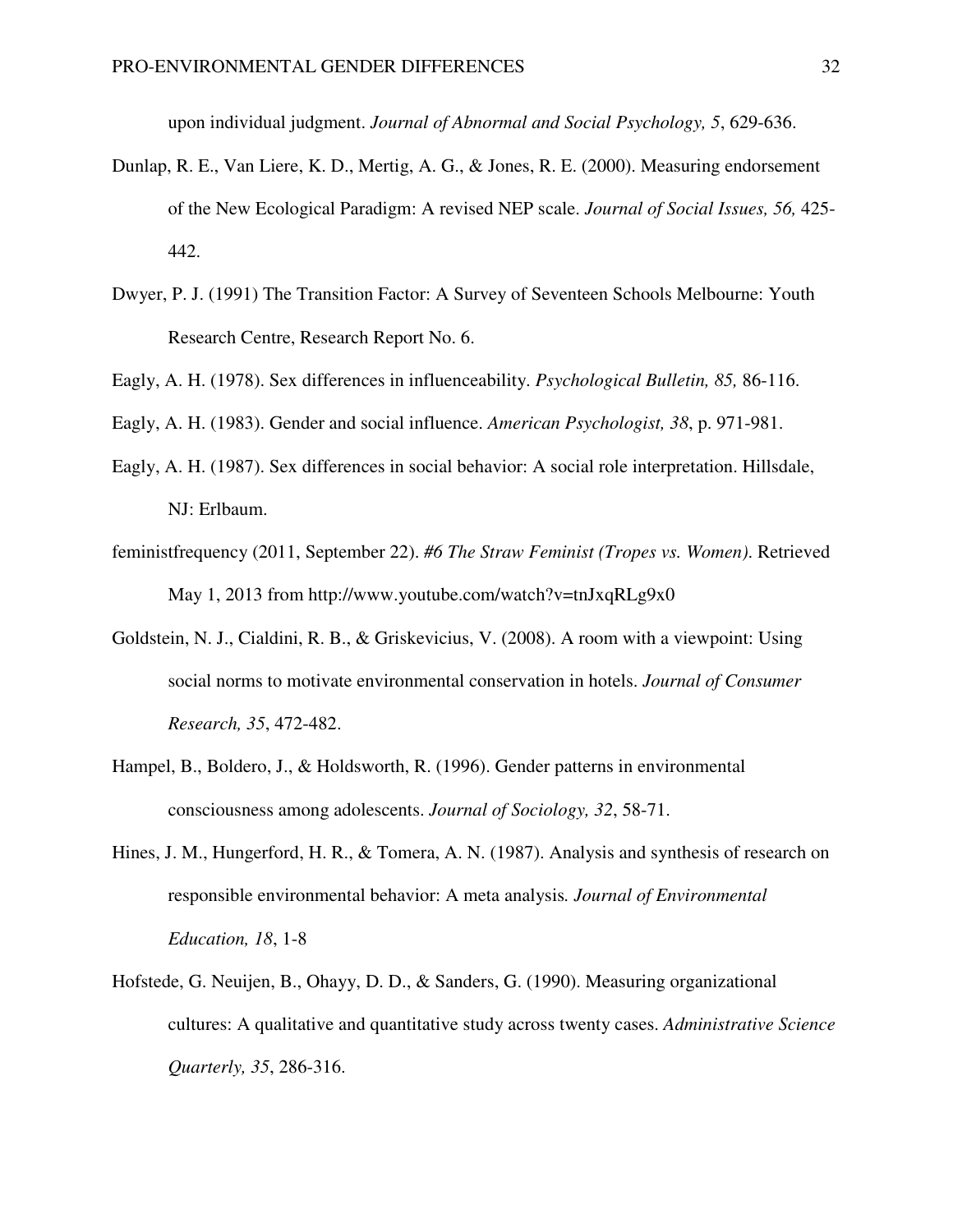upon individual judgment. *Journal of Abnormal and Social Psychology, 5*, 629-636.

Dunlap, R. E., Van Liere, K. D., Mertig, A. G., & Jones, R. E. (2000). Measuring endorsement of the New Ecological Paradigm: A revised NEP scale. *Journal of Social Issues, 56,* 425-442.

Dwyer, P. J. (1991) The Transition Factor: A Survey of Seventeen Schools Melbourne: Youth Research Centre, Research Report No. 6.

Eagly, A. H. (1978). Sex differences in influenceability. *Psychological Bulletin, 85,* 86-116.

Eagly, A. H. (1983). Gender and social influence. *American Psychologist, 38*, p. 971-981.

Eagly, A. H. (1987). Sex differences in social behavior: A social role interpretation. Hillsdale, NJ: Erlbaum.

feministfrequency (2011, September 22). *#6 The Straw Feminist (Tropes vs. Women)*. Retrieved May 1, 2013 from http://www.youtube.com/watch?v=tnJxqRLg9x0

Goldstein, N. J., Cialdini, R. B., & Griskevicius, V. (2008). A room with a viewpoint: Using social norms to motivate environmental conservation in hotels. *Journal of Consumer Research, 35*, 472-482.

Hampel, B., Boldero, J., & Holdsworth, R. (1996). Gender patterns in environmental consciousness among adolescents. *Journal of Sociology, 32*, 58-71.

Hines, J. M., Hungerford, H. R., & Tomera, A. N. (1987). Analysis and synthesis of research on responsible environmental behavior: A meta analysis. *Journal of Environmental Education, 18*, 1-8

Hofstede, G. Neuijen, B., Ohayy, D. D., & Sanders, G. (1990). Measuring organizational cultures: A qualitative and quantitative study across twenty cases. *Administrative Science Quarterly, 35*, 286-316.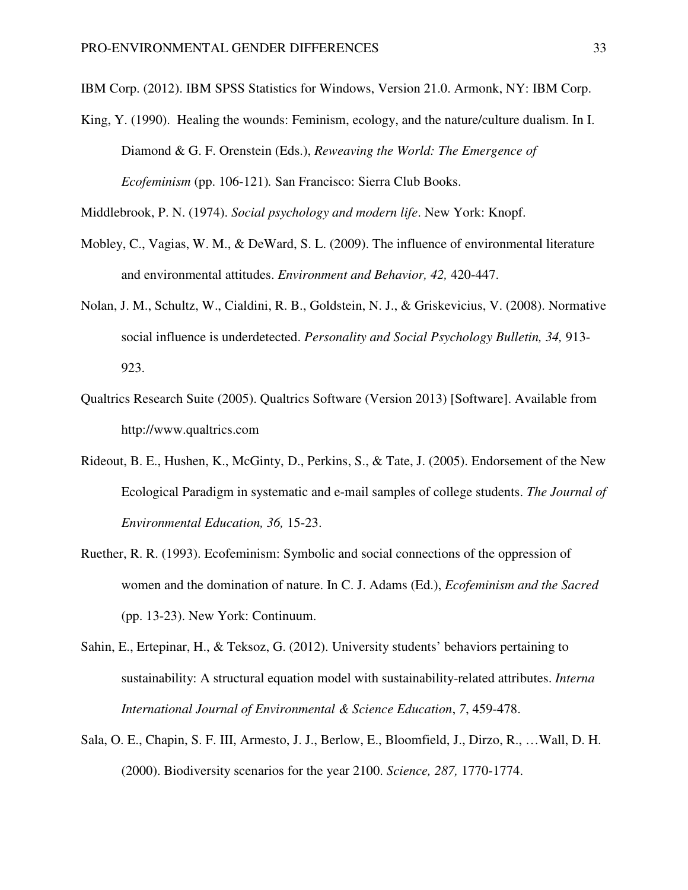IBM Corp. (2012). IBM SPSS Statistics for Windows, Version 21.0. Armonk, NY: IBM Corp.

King, Y. (1990). Healing the wounds: Feminism, ecology, and the nature/culture dualism. In I. Diamond & G. F. Orenstein (Eds.), *Reweaving the World: The Emergence of Ecofeminism* (pp. 106-121)*.* San Francisco: Sierra Club Books.

Middlebrook, P. N. (1974). *Social psychology and modern life*. New York: Knopf.

Mobley, C., Vagias, W. M., & DeWard, S. L. (2009). The influence of environmental literature and environmental attitudes. *Environment and Behavior, 42,* 420-447.

Nolan, J. M., Schultz, W., Cialdini, R. B., Goldstein, N. J., & Griskevicius, V. (2008). Normative social influence is underdetected. *Personality and Social Psychology Bulletin, 34,* 913-923.

Qualtrics Research Suite (2005). Qualtrics Software (Version 2013) [Software]. Available from http://www.qualtrics.com

Rideout, B. E., Hushen, K., McGinty, D., Perkins, S., & Tate, J. (2005). Endorsement of the New Ecological Paradigm in systematic and e-mail samples of college students. *The Journal of Environmental Education, 36,* 15-23.

Ruether, R. R. (1993). Ecofeminism: Symbolic and social connections of the oppression of women and the domination of nature. In C. J. Adams (Ed.), *Ecofeminism and the Sacred* (pp. 13-23). New York: Continuum.

Sahin, E., Ertepinar, H., & Teksoz, G. (2012). University students' behaviors pertaining to sustainability: A structural equation model with sustainability-related attributes. *Interna International Journal of Environmental & Science Education*, *7*, 459-478.

Sala, O. E., Chapin, S. F. III, Armesto, J. J., Berlow, E., Bloomfield, J., Dirzo, R., …Wall, D. H. (2000). Biodiversity scenarios for the year 2100. *Science, 287,* 1770-1774.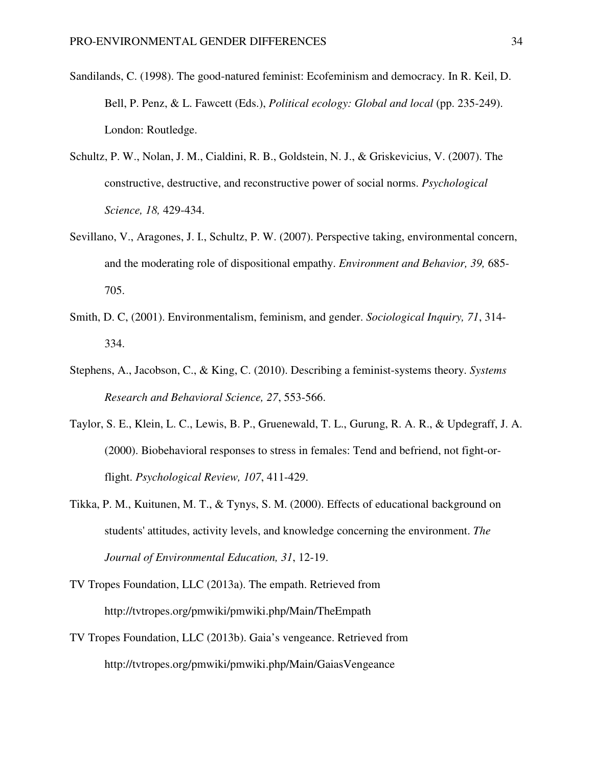Sandilands, C. (1998). The good-natured feminist: Ecofeminism and democracy. In R. Keil, D. Bell, P. Penz, & L. Fawcett (Eds.), *Political ecology: Global and local* (pp. 235-249). London: Routledge.

Schultz, P. W., Nolan, J. M., Cialdini, R. B., Goldstein, N. J., & Griskevicius, V. (2007). The constructive, destructive, and reconstructive power of social norms. *Psychological Science, 18,* 429-434.

Sevillano, V., Aragones, J. I., Schultz, P. W. (2007). Perspective taking, environmental concern, and the moderating role of dispositional empathy. *Environment and Behavior, 39,* 685-705.

Smith, D. C, (2001). Environmentalism, feminism, and gender. *Sociological Inquiry, 71*, 314-334.

Stephens, A., Jacobson, C., & King, C. (2010). Describing a feminist-systems theory. *Systems Research and Behavioral Science, 27*, 553-566.

Taylor, S. E., Klein, L. C., Lewis, B. P., Gruenewald, T. L., Gurung, R. A. R., & Updegraff, J. A. (2000). Biobehavioral responses to stress in females: Tend and befriend, not fight-or-flight. *Psychological Review, 107*, 411-429.

Tikka, P. M., Kuitunen, M. T., & Tynys, S. M. (2000). Effects of educational background on students' attitudes, activity levels, and knowledge concerning the environment. *The Journal of Environmental Education, 31*, 12-19.

TV Tropes Foundation, LLC (2013a). The empath. Retrieved from http://tvtropes.org/pmwiki/pmwiki.php/Main/TheEmpath

TV Tropes Foundation, LLC (2013b). Gaia's vengeance. Retrieved from http://tvtropes.org/pmwiki/pmwiki.php/Main/GaiasVengeance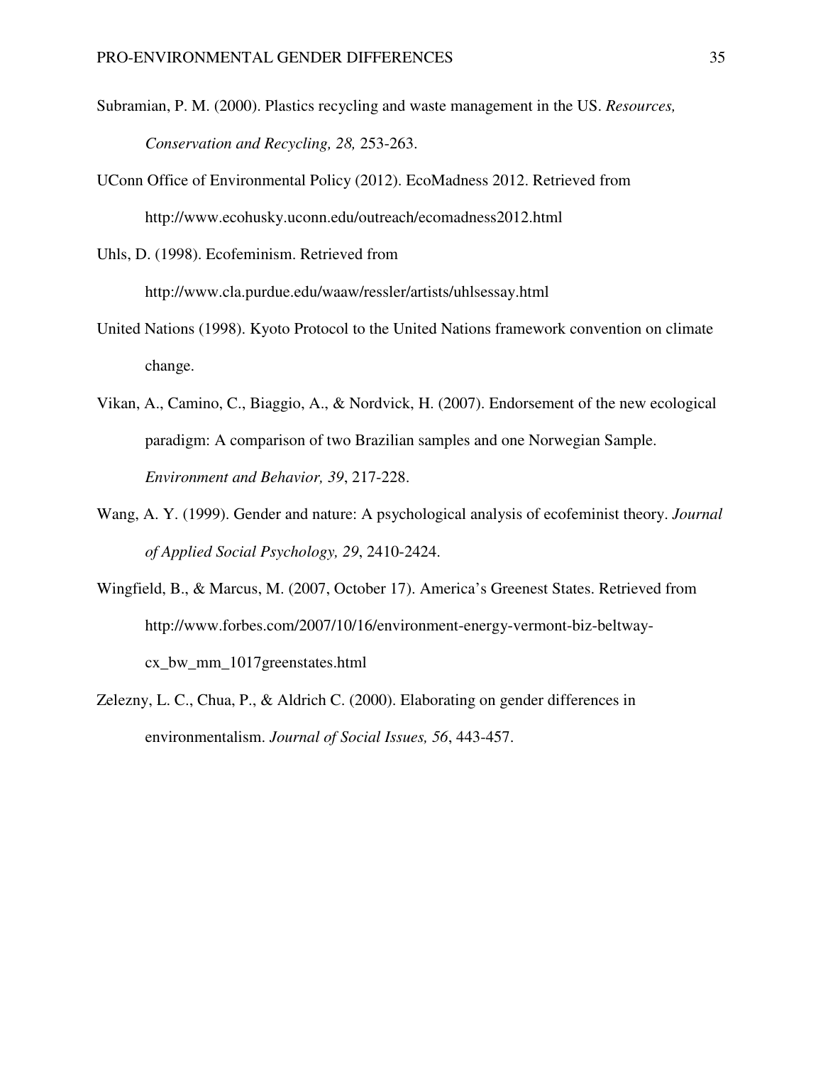Subramian, P. M. (2000). Plastics recycling and waste management in the US. *Resources, Conservation and Recycling, 28,* 253-263.

UConn Office of Environmental Policy (2012). EcoMadness 2012. Retrieved from http://www.ecohusky.uconn.edu/outreach/ecomadness2012.html

Uhls, D. (1998). Ecofeminism. Retrieved from http://www.cla.purdue.edu/waaw/ressler/artists/uhlsessay.html

United Nations (1998). Kyoto Protocol to the United Nations framework convention on climate change.

Vikan, A., Camino, C., Biaggio, A., & Nordvick, H. (2007). Endorsement of the new ecological paradigm: A comparison of two Brazilian samples and one Norwegian Sample. *Environment and Behavior, 39*, 217-228.

Wang, A. Y. (1999). Gender and nature: A psychological analysis of ecofeminist theory. *Journal of Applied Social Psychology, 29*, 2410-2424.

Wingfield, B., & Marcus, M. (2007, October 17). America's Greenest States. Retrieved from http://www.forbes.com/2007/10/16/environment-energy-vermont-biz-beltway-cx_bw_mm_1017greenstates.html

Zelezny, L. C., Chua, P., & Aldrich C. (2000). Elaborating on gender differences in environmentalism. *Journal of Social Issues, 56*, 443-457.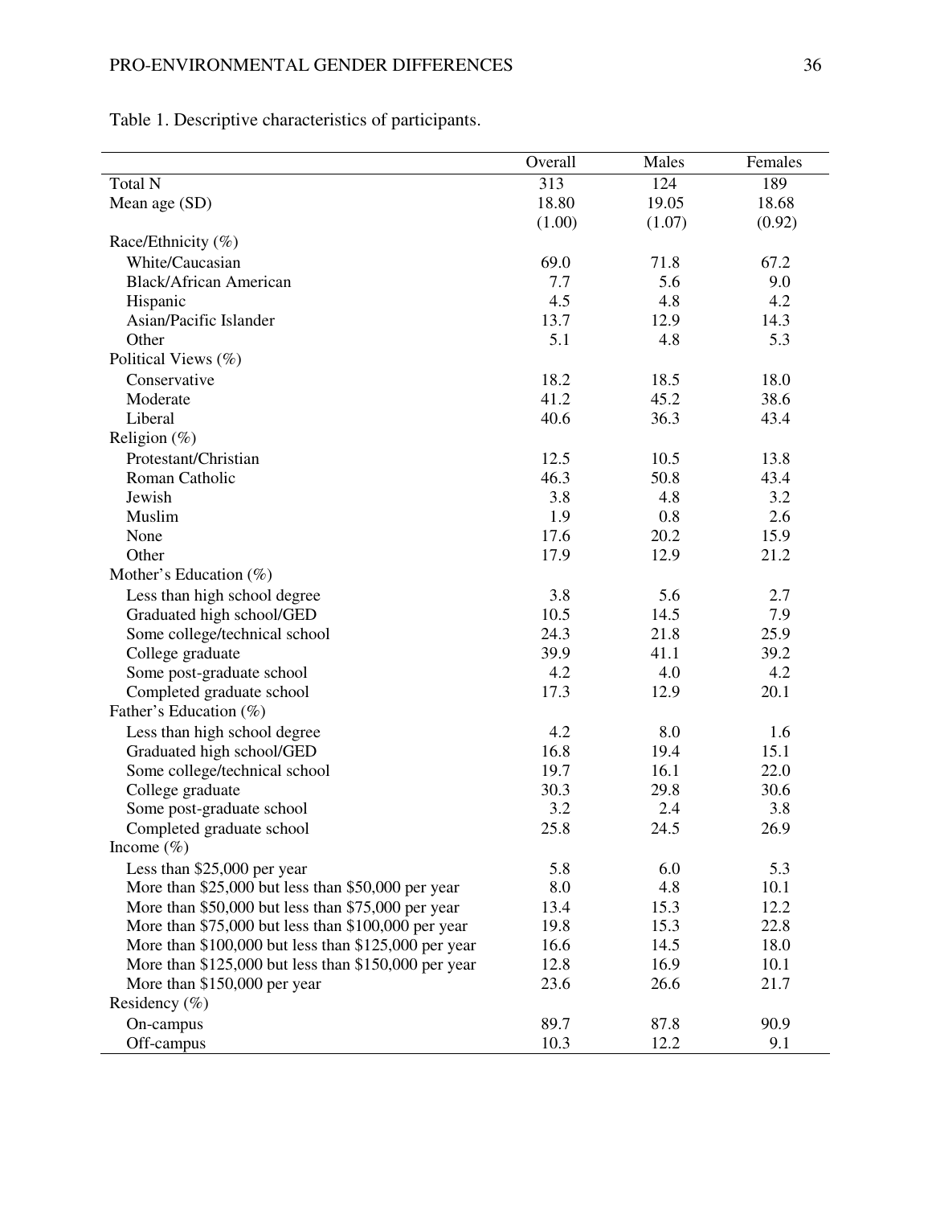Table 1. Descriptive characteristics of participants.

| | Overall | Males | Females |
|---|---|---|---|
| Total N | 313 | 124 | 189 |
| Mean age (SD) | 18.80 (1.00) | 19.05 (1.07) | 18.68 (0.92) |
| Race/Ethnicity (%) | | | |
| White/Caucasian | 69.0 | 71.8 | 67.2 |
| Black/African American | 7.7 | 5.6 | 9.0 |
| Hispanic | 4.5 | 4.8 | 4.2 |
| Asian/Pacific Islander | 13.7 | 12.9 | 14.3 |
| Other | 5.1 | 4.8 | 5.3 |
| Political Views (%) | | | |
| Conservative | 18.2 | 18.5 | 18.0 |
| Moderate | 41.2 | 45.2 | 38.6 |
| Liberal | 40.6 | 36.3 | 43.4 |
| Religion (%) | | | |
| Protestant/Christian | 12.5 | 10.5 | 13.8 |
| Roman Catholic | 46.3 | 50.8 | 43.4 |
| Jewish | 3.8 | 4.8 | 3.2 |
| Muslim | 1.9 | 0.8 | 2.6 |
| None | 17.6 | 20.2 | 15.9 |
| Other | 17.9 | 12.9 | 21.2 |
| Mother's Education (%) | | | |
| Less than high school degree | 3.8 | 5.6 | 2.7 |
| Graduated high school/GED | 10.5 | 14.5 | 7.9 |
| Some college/technical school | 24.3 | 21.8 | 25.9 |
| College graduate | 39.9 | 41.1 | 39.2 |
| Some post-graduate school | 4.2 | 4.0 | 4.2 |
| Completed graduate school | 17.3 | 12.9 | 20.1 |
| Father's Education (%) | | | |
| Less than high school degree | 4.2 | 8.0 | 1.6 |
| Graduated high school/GED | 16.8 | 19.4 | 15.1 |
| Some college/technical school | 19.7 | 16.1 | 22.0 |
| College graduate | 30.3 | 29.8 | 30.6 |
| Some post-graduate school | 3.2 | 2.4 | 3.8 |
| Completed graduate school | 25.8 | 24.5 | 26.9 |
| Income (%) | | | |
| Less than $25,000 per year | 5.8 | 6.0 | 5.3 |
| More than $25,000 but less than $50,000 per year | 8.0 | 4.8 | 10.1 |
| More than $50,000 but less than $75,000 per year | 13.4 | 15.3 | 12.2 |
| More than $75,000 but less than $100,000 per year | 19.8 | 15.3 | 22.8 |
| More than $100,000 but less than $125,000 per year | 16.6 | 14.5 | 18.0 |
| More than $125,000 but less than $150,000 per year | 12.8 | 16.9 | 10.1 |
| More than $150,000 per year | 23.6 | 26.6 | 21.7 |
| Residency (%) | | | |
| On-campus | 89.7 | 87.8 | 90.9 |
| Off-campus | 10.3 | 12.2 | 9.1 |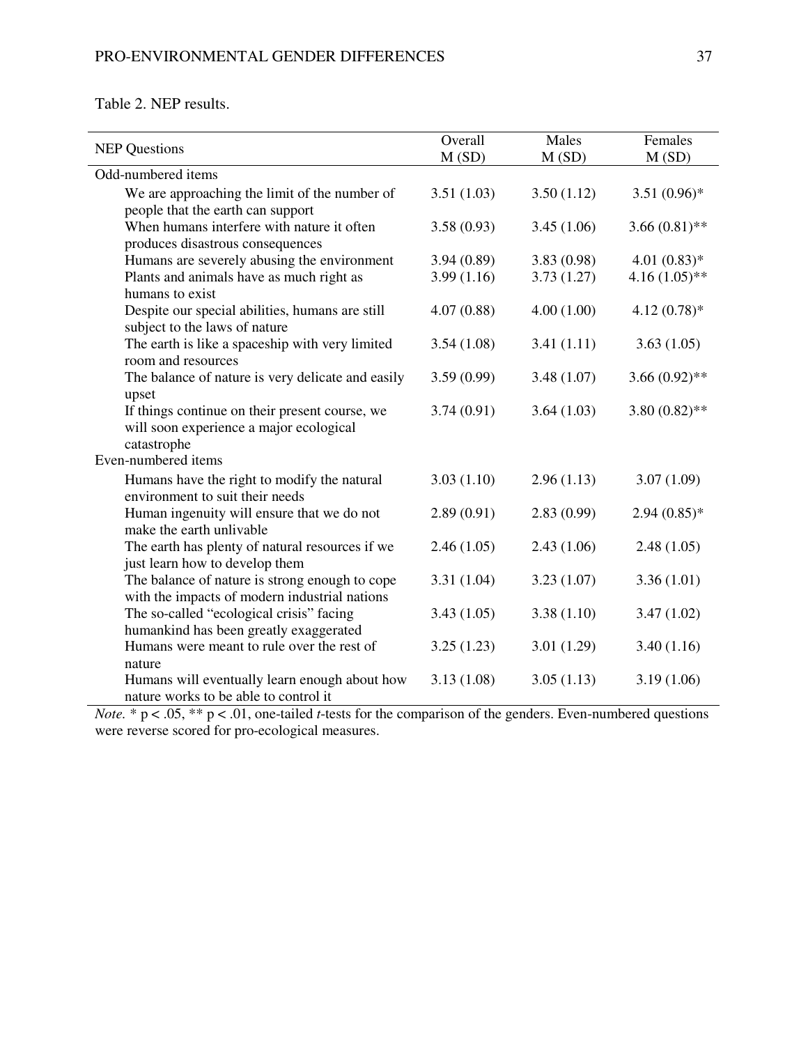Table 2. NEP results.

| NEP Questions | Overall M (SD) | Males M (SD) | Females M (SD) |
|---|---|---|---|
| Odd-numbered items | | | |
| We are approaching the limit of the number of people that the earth can support | 3.51 (1.03) | 3.50 (1.12) | 3.51 (0.96)* |
| When humans interfere with nature it often produces disastrous consequences | 3.58 (0.93) | 3.45 (1.06) | 3.66 (0.81)** |
| Humans are severely abusing the environment | 3.94 (0.89) | 3.83 (0.98) | 4.01 (0.83)* |
| Plants and animals have as much right as humans to exist | 3.99 (1.16) | 3.73 (1.27) | 4.16 (1.05)** |
| Despite our special abilities, humans are still subject to the laws of nature | 4.07 (0.88) | 4.00 (1.00) | 4.12 (0.78)* |
| The earth is like a spaceship with very limited room and resources | 3.54 (1.08) | 3.41 (1.11) | 3.63 (1.05) |
| The balance of nature is very delicate and easily upset | 3.59 (0.99) | 3.48 (1.07) | 3.66 (0.92)** |
| If things continue on their present course, we will soon experience a major ecological catastrophe | 3.74 (0.91) | 3.64 (1.03) | 3.80 (0.82)** |
| Even-numbered items | | | |
| Humans have the right to modify the natural environment to suit their needs | 3.03 (1.10) | 2.96 (1.13) | 3.07 (1.09) |
| Human ingenuity will ensure that we do not make the earth unlivable | 2.89 (0.91) | 2.83 (0.99) | 2.94 (0.85)* |
| The earth has plenty of natural resources if we just learn how to develop them | 2.46 (1.05) | 2.43 (1.06) | 2.48 (1.05) |
| The balance of nature is strong enough to cope with the impacts of modern industrial nations | 3.31 (1.04) | 3.23 (1.07) | 3.36 (1.01) |
| The so-called "ecological crisis" facing humankind has been greatly exaggerated | 3.43 (1.05) | 3.38 (1.10) | 3.47 (1.02) |
| Humans were meant to rule over the rest of nature | 3.25 (1.23) | 3.01 (1.29) | 3.40 (1.16) |
| Humans will eventually learn enough about how nature works to be able to control it | 3.13 (1.08) | 3.05 (1.13) | 3.19 (1.06) |

*Note.* * $p < .05$, ** $p < .01$, one-tailed *t*-tests for the comparison of the genders. Even-numbered questions were reverse scored for pro-ecological measures.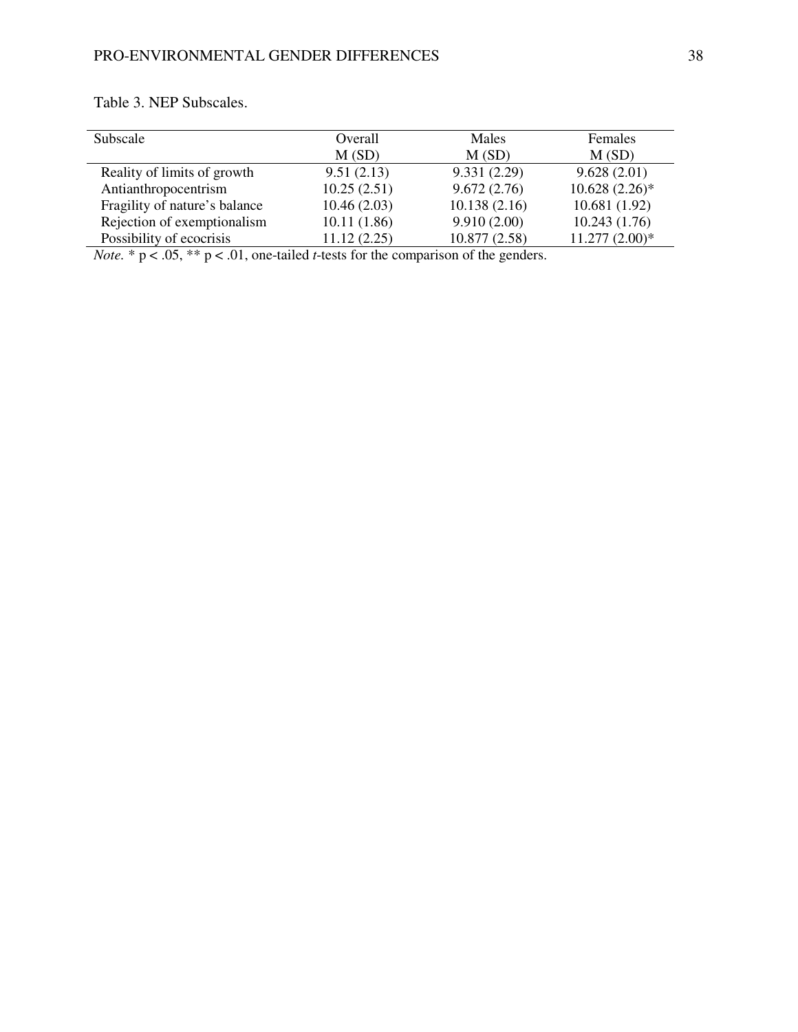Table 3. NEP Subscales.

| Subscale | Overall<br>M (SD) | Males<br>M (SD) | Females<br>M (SD) |
|---|---|---|---|
| Reality of limits of growth | 9.51 (2.13) | 9.331 (2.29) | 9.628 (2.01) |
| Antianthropocentrism | 10.25 (2.51) | 9.672 (2.76) | 10.628 (2.26)* |
| Fragility of nature's balance | 10.46 (2.03) | 10.138 (2.16) | 10.681 (1.92) |
| Rejection of exemptionalism | 10.11 (1.86) | 9.910 (2.00) | 10.243 (1.76) |
| Possibility of ecocrisis | 11.12 (2.25) | 10.877 (2.58) | 11.277 (2.00)* |

*Note.* * $p < .05$, ** $p < .01$, one-tailed *t*-tests for the comparison of the genders.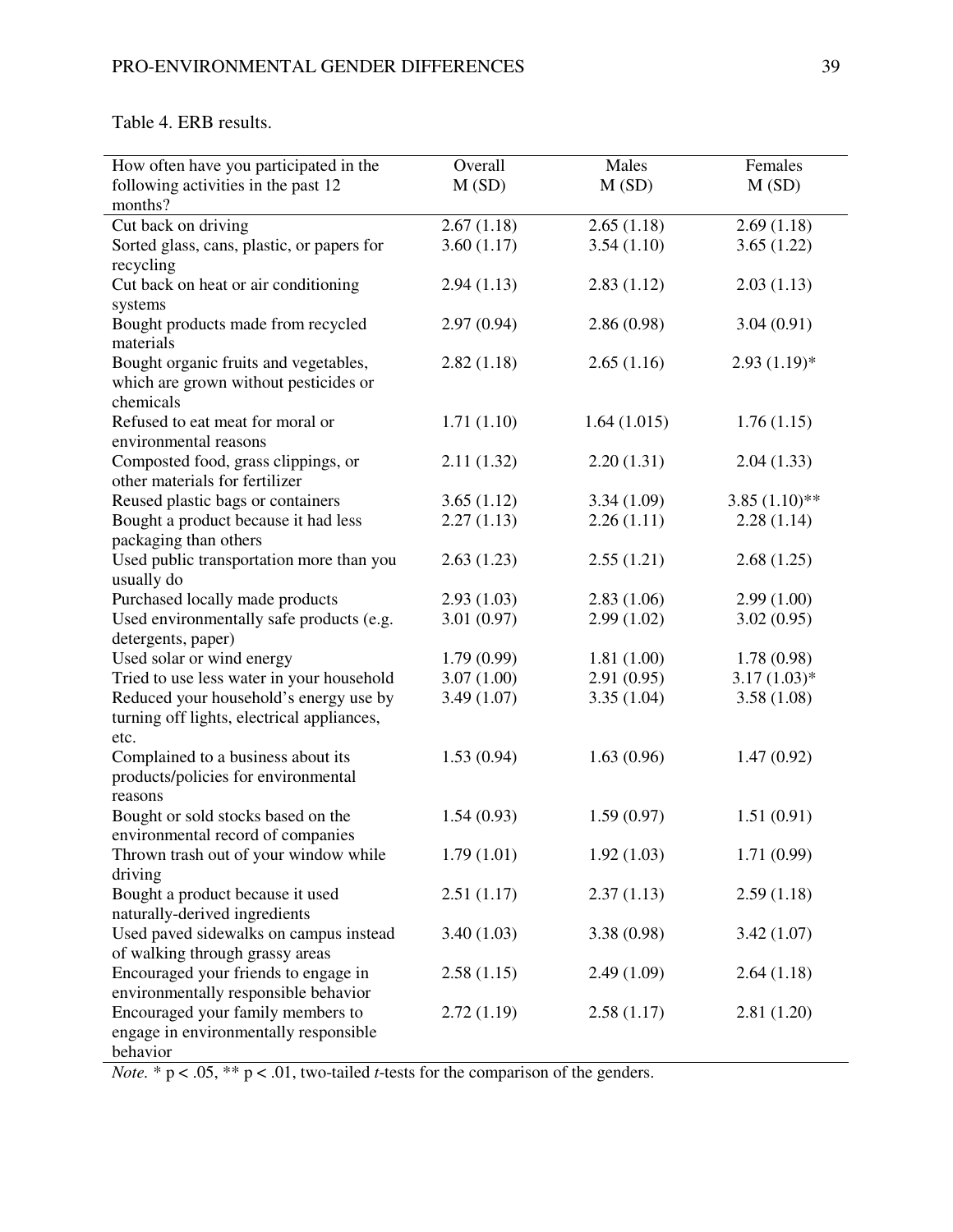Table 4. ERB results.

| How often have you participated in the following activities in the past 12 months? | Overall M (SD) | Males M (SD) | Females M (SD) |
|---|---|---|---|
| Cut back on driving | 2.67 (1.18) | 2.65 (1.18) | 2.69 (1.18) |
| Sorted glass, cans, plastic, or papers for recycling | 3.60 (1.17) | 3.54 (1.10) | 3.65 (1.22) |
| Cut back on heat or air conditioning systems | 2.94 (1.13) | 2.83 (1.12) | 2.03 (1.13) |
| Bought products made from recycled materials | 2.97 (0.94) | 2.86 (0.98) | 3.04 (0.91) |
| Bought organic fruits and vegetables, which are grown without pesticides or chemicals | 2.82 (1.18) | 2.65 (1.16) | 2.93 (1.19)* |
| Refused to eat meat for moral or environmental reasons | 1.71 (1.10) | 1.64 (1.015) | 1.76 (1.15) |
| Composted food, grass clippings, or other materials for fertilizer | 2.11 (1.32) | 2.20 (1.31) | 2.04 (1.33) |
| Reused plastic bags or containers | 3.65 (1.12) | 3.34 (1.09) | 3.85 (1.10)** |
| Bought a product because it had less packaging than others | 2.27 (1.13) | 2.26 (1.11) | 2.28 (1.14) |
| Used public transportation more than you usually do | 2.63 (1.23) | 2.55 (1.21) | 2.68 (1.25) |
| Purchased locally made products | 2.93 (1.03) | 2.83 (1.06) | 2.99 (1.00) |
| Used environmentally safe products (e.g. detergents, paper) | 3.01 (0.97) | 2.99 (1.02) | 3.02 (0.95) |
| Used solar or wind energy | 1.79 (0.99) | 1.81 (1.00) | 1.78 (0.98) |
| Tried to use less water in your household | 3.07 (1.00) | 2.91 (0.95) | 3.17 (1.03)* |
| Reduced your household's energy use by turning off lights, electrical appliances, etc. | 3.49 (1.07) | 3.35 (1.04) | 3.58 (1.08) |
| Complained to a business about its products/policies for environmental reasons | 1.53 (0.94) | 1.63 (0.96) | 1.47 (0.92) |
| Bought or sold stocks based on the environmental record of companies | 1.54 (0.93) | 1.59 (0.97) | 1.51 (0.91) |
| Thrown trash out of your window while driving | 1.79 (1.01) | 1.92 (1.03) | 1.71 (0.99) |
| Bought a product because it used naturally-derived ingredients | 2.51 (1.17) | 2.37 (1.13) | 2.59 (1.18) |
| Used paved sidewalks on campus instead of walking through grassy areas | 3.40 (1.03) | 3.38 (0.98) | 3.42 (1.07) |
| Encouraged your friends to engage in environmentally responsible behavior | 2.58 (1.15) | 2.49 (1.09) | 2.64 (1.18) |
| Encouraged your family members to engage in environmentally responsible behavior | 2.72 (1.19) | 2.58 (1.17) | 2.81 (1.20) |

*Note.* * $p < .05$, ** $p < .01$, two-tailed *t*-tests for the comparison of the genders.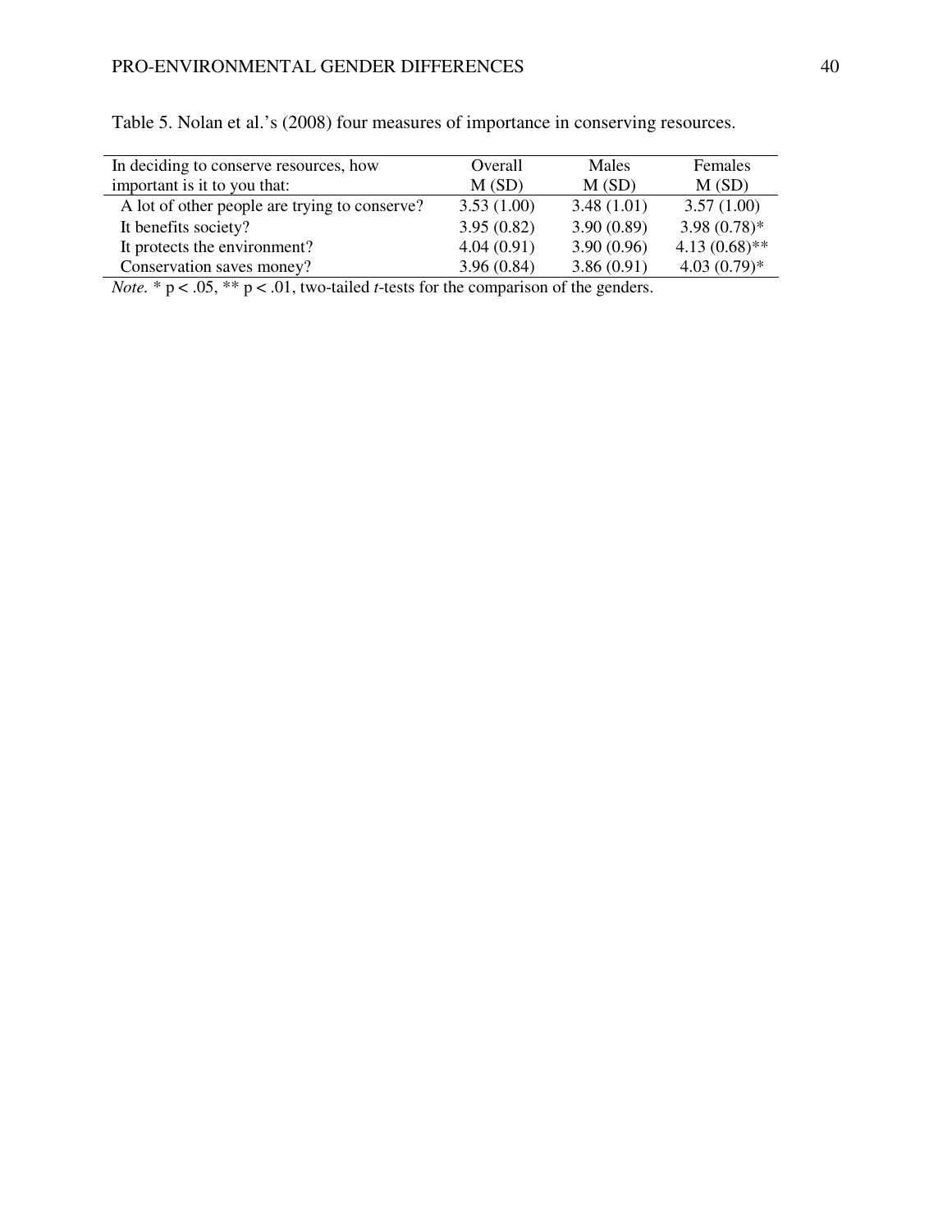Table 5. Nolan et al.'s (2008) four measures of importance in conserving resources.

| In deciding to conserve resources, how important is it to you that: | Overall M (SD) | Males M (SD) | Females M (SD) |
|---|---|---|---|
| A lot of other people are trying to conserve? | 3.53 (1.00) | 3.48 (1.01) | 3.57 (1.00) |
| It benefits society? | 3.95 (0.82) | 3.90 (0.89) | 3.98 (0.78)* |
| It protects the environment? | 4.04 (0.91) | 3.90 (0.96) | 4.13 (0.68)** |
| Conservation saves money? | 3.96 (0.84) | 3.86 (0.91) | 4.03 (0.79)* |

*Note.* * $p < .05$, ** $p < .01$, two-tailed *t*-tests for the comparison of the genders.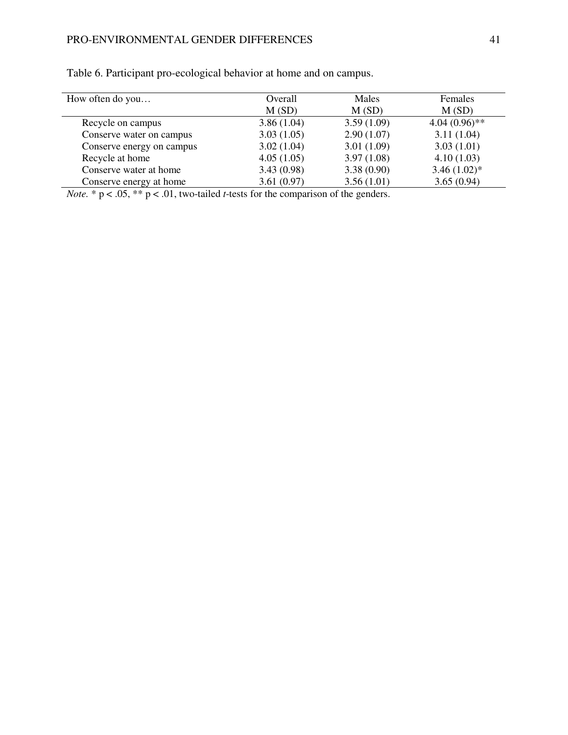Table 6. Participant pro-ecological behavior at home and on campus.

| How often do you… | Overall<br>M (SD) | Males<br>M (SD) | Females<br>M (SD) |
|---|---|---|---|
| Recycle on campus | 3.86 (1.04) | 3.59 (1.09) | 4.04 (0.96)** |
| Conserve water on campus | 3.03 (1.05) | 2.90 (1.07) | 3.11 (1.04) |
| Conserve energy on campus | 3.02 (1.04) | 3.01 (1.09) | 3.03 (1.01) |
| Recycle at home | 4.05 (1.05) | 3.97 (1.08) | 4.10 (1.03) |
| Conserve water at home | 3.43 (0.98) | 3.38 (0.90) | 3.46 (1.02)* |
| Conserve energy at home | 3.61 (0.97) | 3.56 (1.01) | 3.65 (0.94) |

*Note.* * $p < .05$, ** $p < .01$, two-tailed *t*-tests for the comparison of the genders.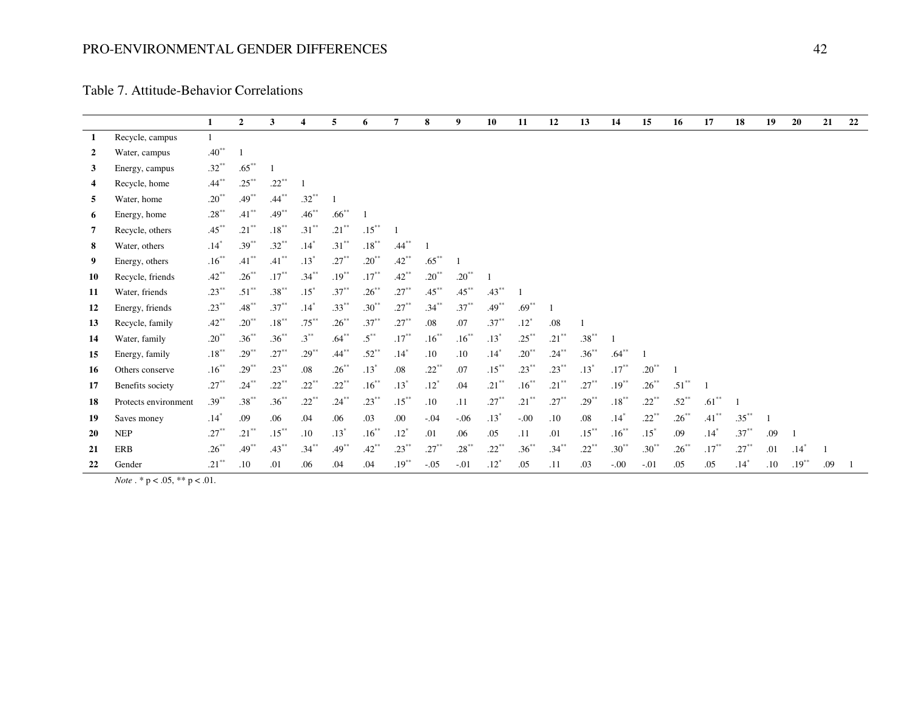Table 7. Attitude-Behavior Correlations

| | | 1 | 2 | 3 | 4 | 5 | 6 | 7 | 8 | 9 | 10 | 11 | 12 | 13 | 14 | 15 | 16 | 17 | 18 | 19 | 20 | 21 | 22 |
|---|---|---|---|---|---|---|---|---|---|---|---|---|---|---|---|---|---|---|---|---|---|---|---|
| 1 | Recycle, campus | 1 | | | | | | | | | | | | | | | | | | | | | |
| 2 | Water, campus | .40** | 1 | | | | | | | | | | | | | | | | | | | | |
| 3 | Energy, campus | .32** | .65** | 1 | | | | | | | | | | | | | | | | | | | |
| 4 | Recycle, home | .44** | .25** | .22** | 1 | | | | | | | | | | | | | | | | | | |
| 5 | Water, home | .20** | .49** | .44** | .32** | 1 | | | | | | | | | | | | | | | | | |
| 6 | Energy, home | .28** | .41** | .49** | .46** | .66** | 1 | | | | | | | | | | | | | | | | |
| 7 | Recycle, others | .45** | .21** | .18** | .31** | .21** | .15** | 1 | | | | | | | | | | | | | | | |
| 8 | Water, others | .14* | .39** | .32** | .14* | .31** | .18** | .44** | 1 | | | | | | | | | | | | | | |
| 9 | Energy, others | .16** | .41** | .41** | .13* | .27** | .20** | .42** | .65** | 1 | | | | | | | | | | | | | |
| 10 | Recycle, friends | .42** | .26** | .17** | .34** | .19** | .17** | .42** | .20** | .20** | 1 | | | | | | | | | | | | |
| 11 | Water, friends | .23** | .51** | .38** | .15* | .37** | .26** | .27** | .45** | .45** | .43** | 1 | | | | | | | | | | | |
| 12 | Energy, friends | .23** | .48** | .37** | .14* | .33** | .30** | .27** | .34** | .37** | .49** | .69** | 1 | | | | | | | | | | |
| 13 | Recycle, family | .42** | .20** | .18** | .75** | .26** | .37** | .27** | .08 | .07 | .37** | .12* | .08 | 1 | | | | | | | | | |
| 14 | Water, family | .20** | .36** | .36** | .3** | .64** | .5** | .17** | .16** | .16** | .13* | .25** | .21** | .38** | 1 | | | | | | | | |
| 15 | Energy, family | .18** | .29** | .27** | .29** | .44** | .52** | .14* | .10 | .10 | .14* | .20** | .24** | .36** | .64** | 1 | | | | | | | |
| 16 | Others conserve | .16** | .29** | .23** | .08 | .26** | .13* | .08 | .22** | .07 | .15** | .23** | .23** | .13* | .17** | .20** | 1 | | | | | | |
| 17 | Benefits society | .27** | .24** | .22** | .22** | .22** | .16** | .13* | .12* | .04 | .21** | .16** | .21** | .27** | .19** | .26** | .51** | 1 | | | | | |
| 18 | Protects environment | .39** | .38** | .36** | .22** | .24** | .23** | .15** | .10 | .11 | .27** | .21** | .27** | .29** | .18** | .22** | .52** | .61** | 1 | | | | |
| 19 | Saves money | .14* | .09 | .06 | .04 | .06 | .03 | .00 | -.04 | -.06 | .13* | -.00 | .10 | .08 | .14* | .22** | .26** | .41** | .35** | 1 | | | |
| 20 | NEP | .27** | .21** | .15** | .10 | .13* | .16** | .12* | .01 | .06 | .05 | .11 | .01 | .15** | .16** | .15* | .09 | .14* | .37** | .09 | 1 | | |
| 21 | ERB | .26** | .49** | .43** | .34** | .49** | .42** | .23** | .27** | .28** | .22** | .36** | .34** | .22** | .30** | .30** | .26** | .17** | .27** | .01 | .14* | 1 | |
| 22 | Gender | .21** | .10 | .01 | .06 | .04 | .04 | .19** | -.05 | -.01 | .12* | .05 | .11 | .03 | -.00 | -.01 | .05 | .05 | .14* | .10 | .19** | .09 | 1 |

*Note* . * p < .05, ** p < .01.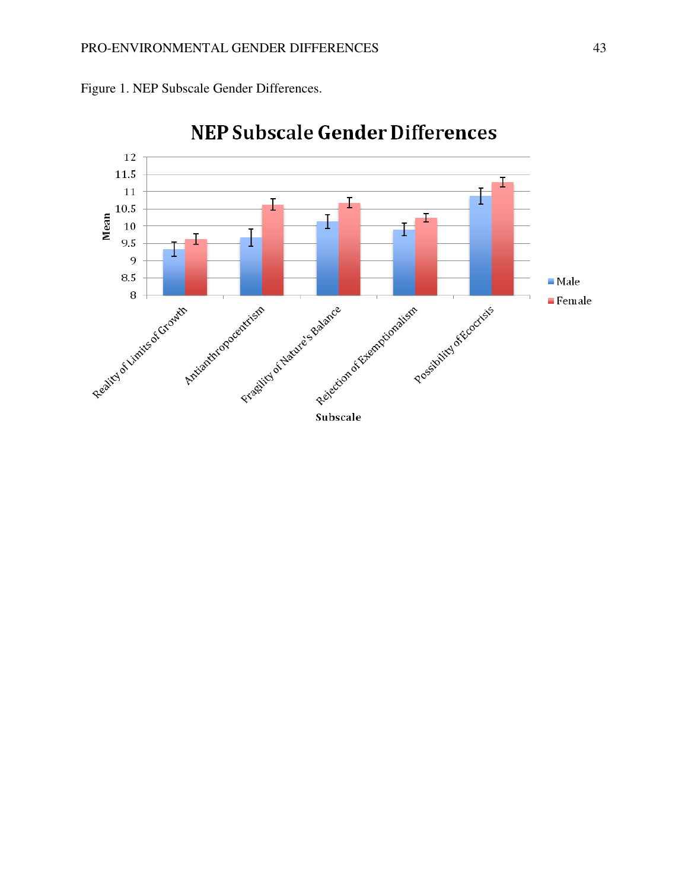Figure 1. NEP Subscale Gender Differences.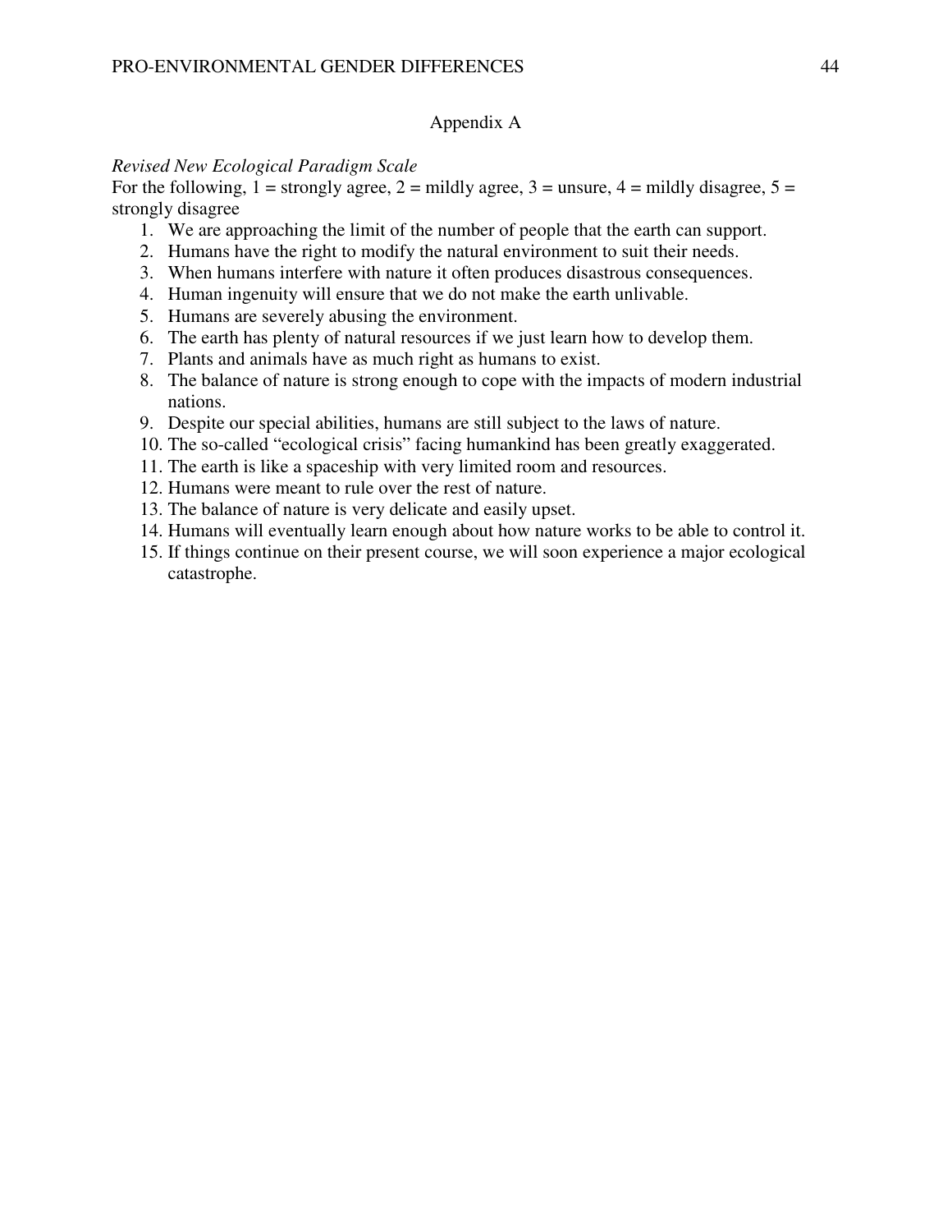# Appendix A

*Revised New Ecological Paradigm Scale*

For the following, 1 = strongly agree, 2 = mildly agree, 3 = unsure, 4 = mildly disagree, 5 = strongly disagree

1. We are approaching the limit of the number of people that the earth can support.
2. Humans have the right to modify the natural environment to suit their needs.
3. When humans interfere with nature it often produces disastrous consequences.
4. Human ingenuity will ensure that we do not make the earth unlivable.
5. Humans are severely abusing the environment.
6. The earth has plenty of natural resources if we just learn how to develop them.
7. Plants and animals have as much right as humans to exist.
8. The balance of nature is strong enough to cope with the impacts of modern industrial nations.
9. Despite our special abilities, humans are still subject to the laws of nature.
10. The so-called "ecological crisis" facing humankind has been greatly exaggerated.
11. The earth is like a spaceship with very limited room and resources.
12. Humans were meant to rule over the rest of nature.
13. The balance of nature is very delicate and easily upset.
14. Humans will eventually learn enough about how nature works to be able to control it.
15. If things continue on their present course, we will soon experience a major ecological catastrophe.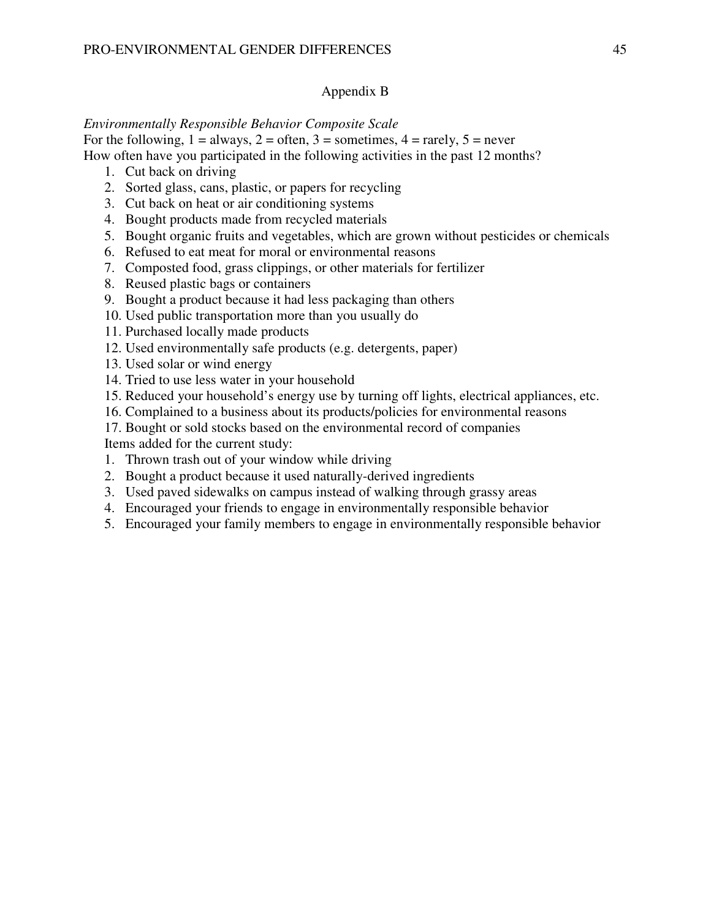## Appendix B

*Environmentally Responsible Behavior Composite Scale*

For the following, 1 = always, 2 = often, 3 = sometimes, 4 = rarely, 5 = never

How often have you participated in the following activities in the past 12 months?

1. Cut back on driving
2. Sorted glass, cans, plastic, or papers for recycling
3. Cut back on heat or air conditioning systems
4. Bought products made from recycled materials
5. Bought organic fruits and vegetables, which are grown without pesticides or chemicals
6. Refused to eat meat for moral or environmental reasons
7. Composted food, grass clippings, or other materials for fertilizer
8. Reused plastic bags or containers
9. Bought a product because it had less packaging than others
10. Used public transportation more than you usually do
11. Purchased locally made products
12. Used environmentally safe products (e.g. detergents, paper)
13. Used solar or wind energy
14. Tried to use less water in your household
15. Reduced your household's energy use by turning off lights, electrical appliances, etc.
16. Complained to a business about its products/policies for environmental reasons
17. Bought or sold stocks based on the environmental record of companies

Items added for the current study:

1. Thrown trash out of your window while driving
2. Bought a product because it used naturally-derived ingredients
3. Used paved sidewalks on campus instead of walking through grassy areas
4. Encouraged your friends to engage in environmentally responsible behavior
5. Encouraged your family members to engage in environmentally responsible behavior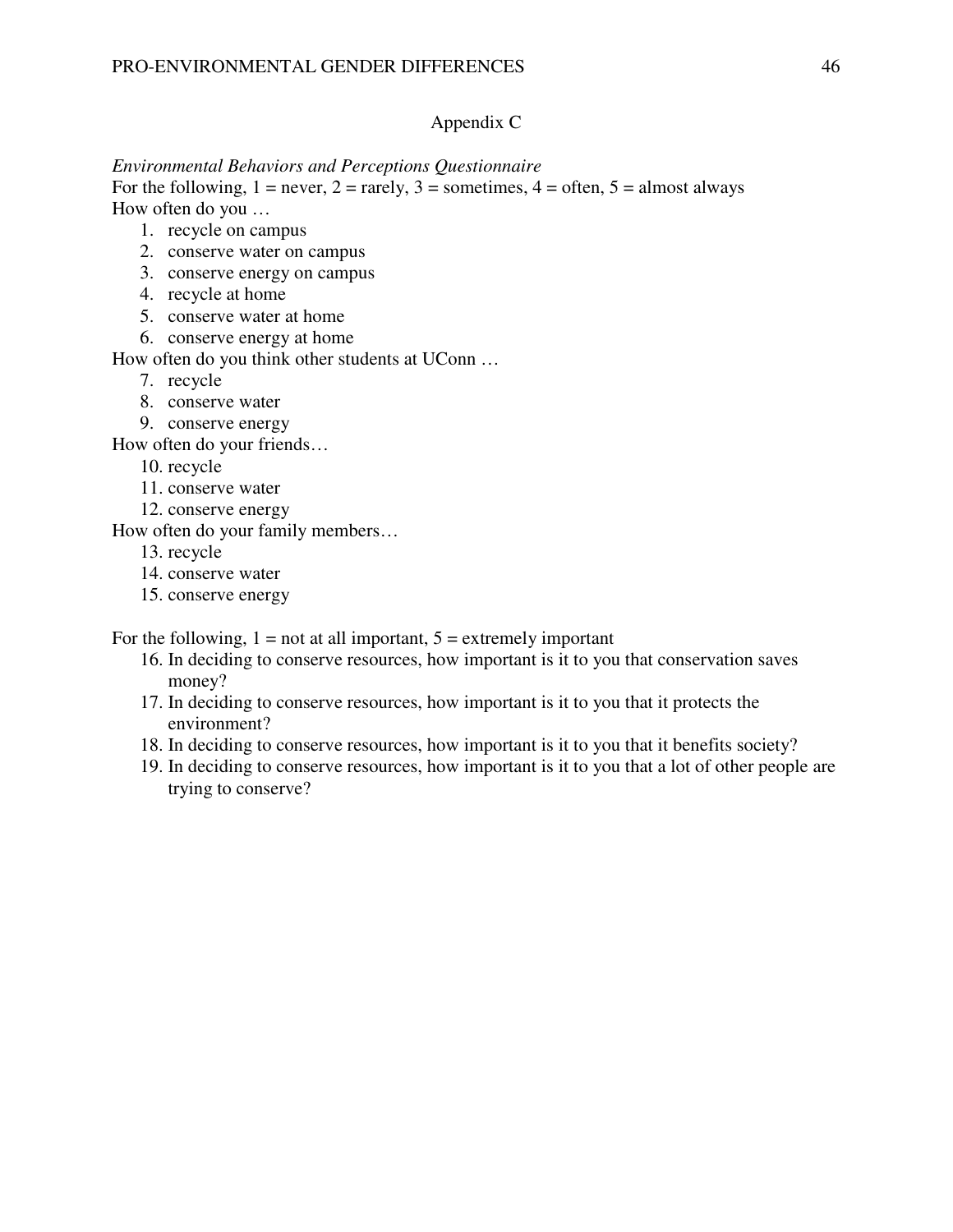## Appendix C

*Environmental Behaviors and Perceptions Questionnaire*

For the following, 1 = never, 2 = rarely, 3 = sometimes, 4 = often, 5 = almost always

How often do you …

1. recycle on campus
2. conserve water on campus
3. conserve energy on campus
4. recycle at home
5. conserve water at home
6. conserve energy at home

How often do you think other students at UConn …

7. recycle
8. conserve water
9. conserve energy

How often do your friends…

10. recycle
11. conserve water
12. conserve energy

How often do your family members…

13. recycle
14. conserve water
15. conserve energy

For the following, 1 = not at all important, 5 = extremely important

16. In deciding to conserve resources, how important is it to you that conservation saves money?
17. In deciding to conserve resources, how important is it to you that it protects the environment?
18. In deciding to conserve resources, how important is it to you that it benefits society?
19. In deciding to conserve resources, how important is it to you that a lot of other people are trying to conserve?